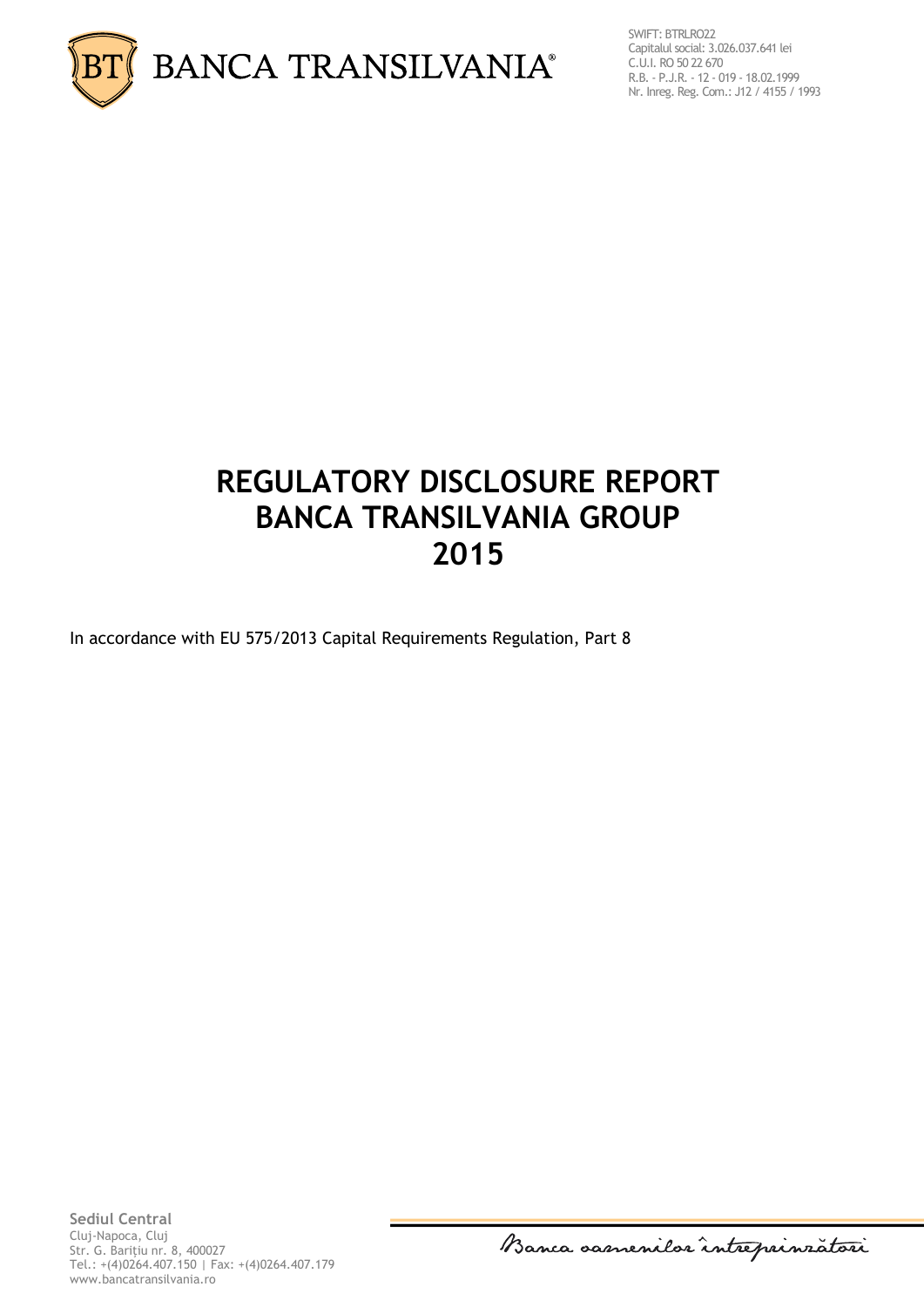# REGULATORY DISCLOSURE REPORT
# BANCA TRANSILVANIA GROUP
# 2015

In accordance with EU 575/2013 Capital Requirements Regulation, Part 8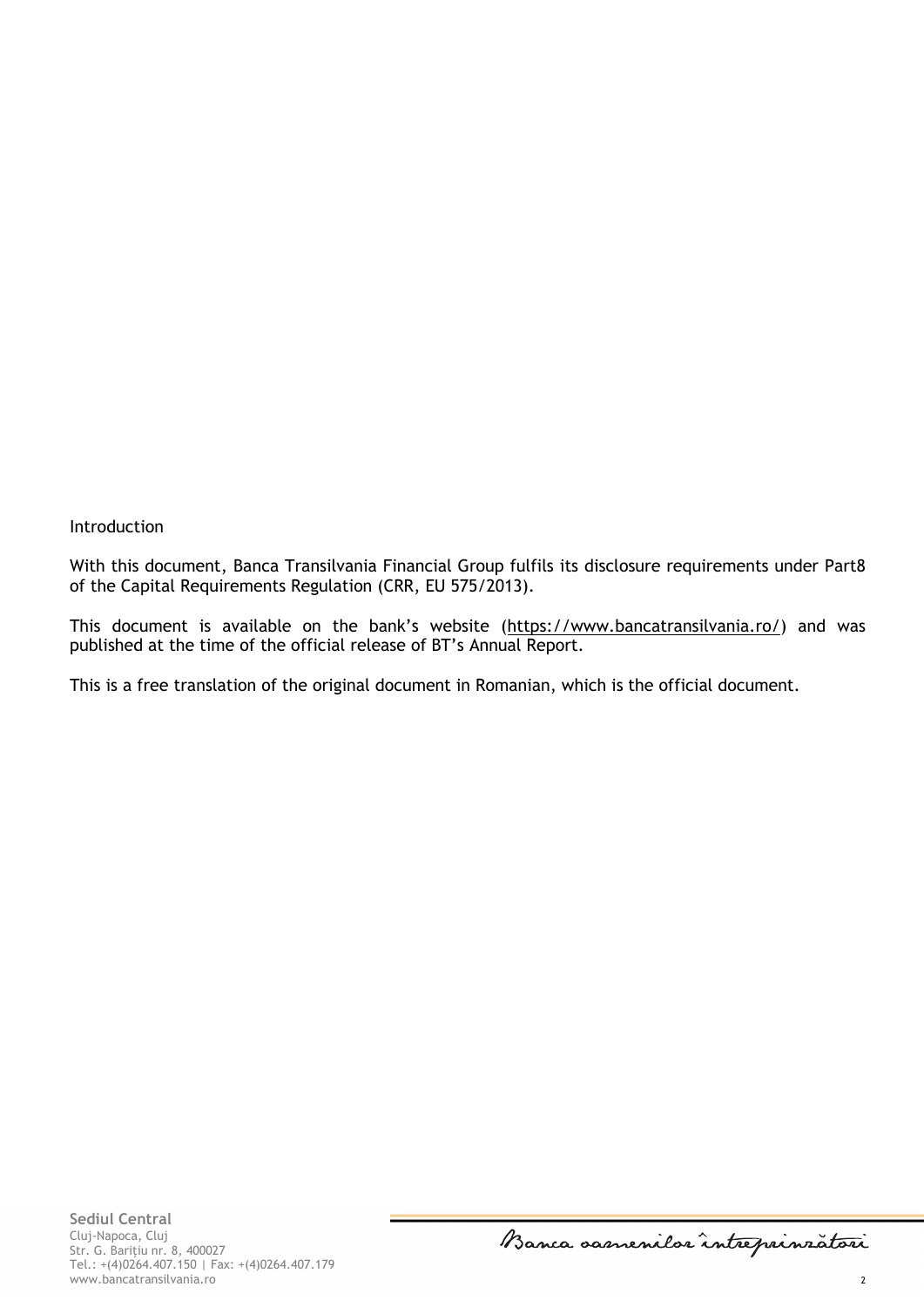Introduction

With this document, Banca Transilvania Financial Group fulfils its disclosure requirements under Part8 of the Capital Requirements Regulation (CRR, EU 575/2013).

This document is available on the bank's website (https://www.bancatransilvania.ro/) and was published at the time of the official release of BT's Annual Report.

This is a free translation of the original document in Romanian, which is the official document.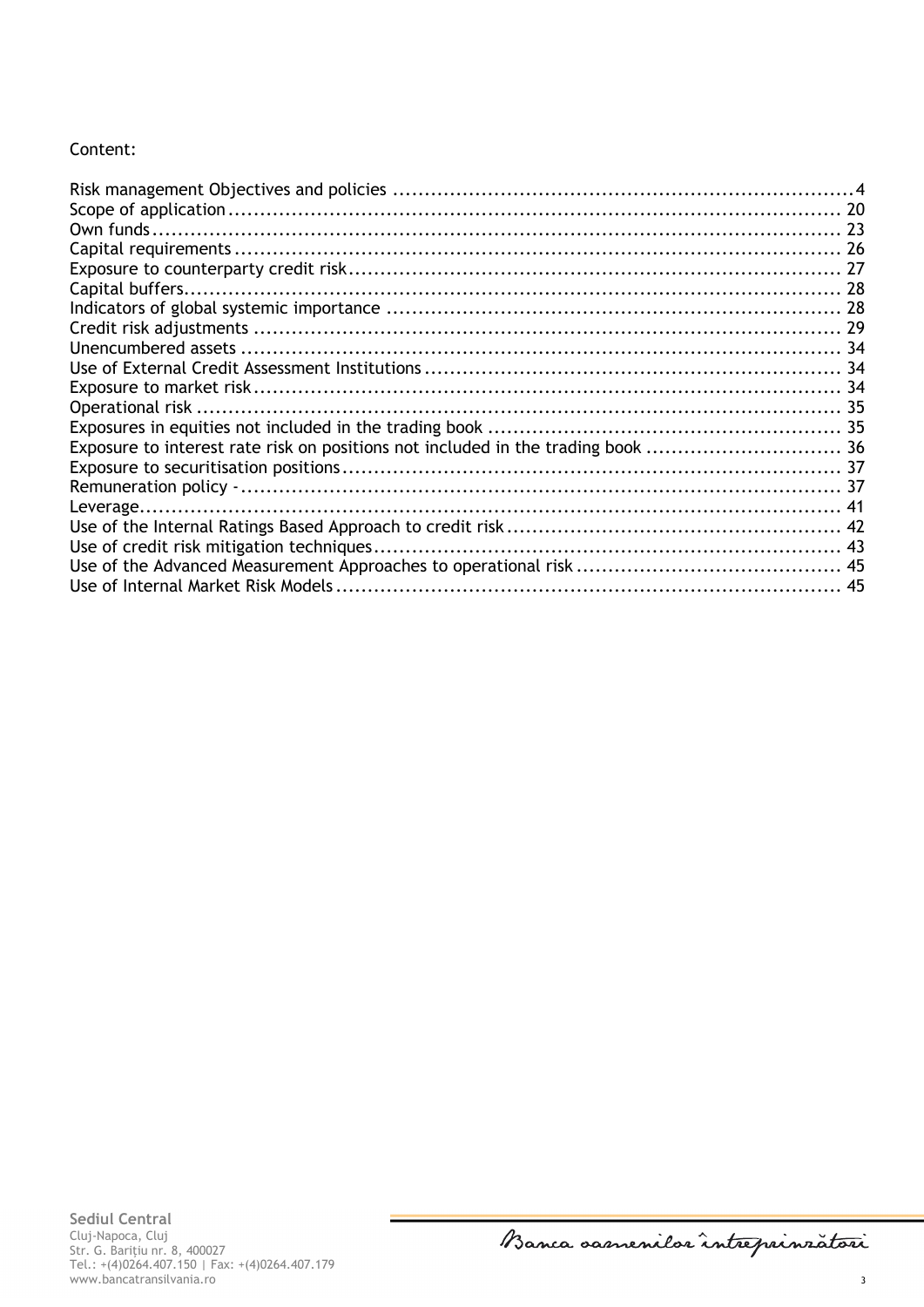Content:

| | |
|---|---|
| Risk management Objectives and policies | 4 |
| Scope of application | 20 |
| Own funds | 23 |
| Capital requirements | 26 |
| Exposure to counterparty credit risk | 27 |
| Capital buffers | 28 |
| Indicators of global systemic importance | 28 |
| Credit risk adjustments | 29 |
| Unencumbered assets | 34 |
| Use of External Credit Assessment Institutions | 34 |
| Exposure to market risk | 34 |
| Operational risk | 35 |
| Exposures in equities not included in the trading book | 35 |
| Exposure to interest rate risk on positions not included in the trading book | 36 |
| Exposure to securitisation positions | 37 |
| Remuneration policy - | 37 |
| Leverage | 41 |
| Use of the Internal Ratings Based Approach to credit risk | 42 |
| Use of credit risk mitigation techniques | 43 |
| Use of the Advanced Measurement Approaches to operational risk | 45 |
| Use of Internal Market Risk Models | 45 |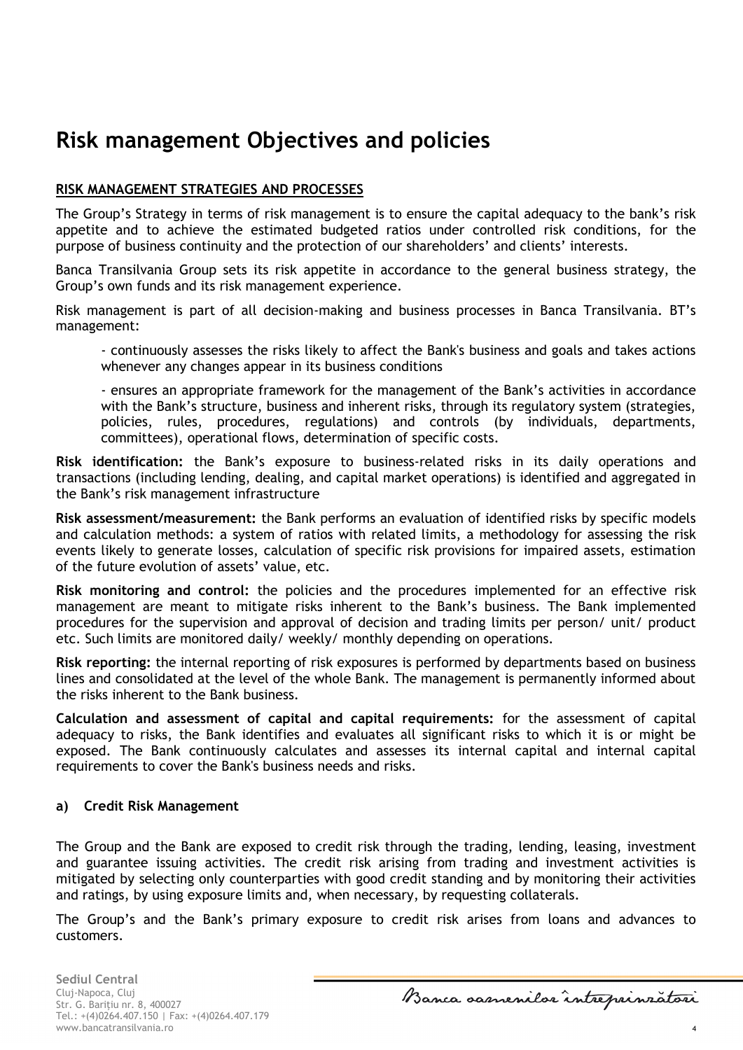# Risk management Objectives and policies

## RISK MANAGEMENT STRATEGIES AND PROCESSES

The Group's Strategy in terms of risk management is to ensure the capital adequacy to the bank's risk appetite and to achieve the estimated budgeted ratios under controlled risk conditions, for the purpose of business continuity and the protection of our shareholders' and clients' interests.

Banca Transilvania Group sets its risk appetite in accordance to the general business strategy, the Group's own funds and its risk management experience.

Risk management is part of all decision-making and business processes in Banca Transilvania. BT's management:

- continuously assesses the risks likely to affect the Bank's business and goals and takes actions whenever any changes appear in its business conditions
- ensures an appropriate framework for the management of the Bank's activities in accordance with the Bank's structure, business and inherent risks, through its regulatory system (strategies, policies, rules, procedures, regulations) and controls (by individuals, departments, committees), operational flows, determination of specific costs.

**Risk identification:** the Bank's exposure to business-related risks in its daily operations and transactions (including lending, dealing, and capital market operations) is identified and aggregated in the Bank's risk management infrastructure

**Risk assessment/measurement:** the Bank performs an evaluation of identified risks by specific models and calculation methods: a system of ratios with related limits, a methodology for assessing the risk events likely to generate losses, calculation of specific risk provisions for impaired assets, estimation of the future evolution of assets' value, etc.

**Risk monitoring and control:** the policies and the procedures implemented for an effective risk management are meant to mitigate risks inherent to the Bank's business. The Bank implemented procedures for the supervision and approval of decision and trading limits per person/ unit/ product etc. Such limits are monitored daily/ weekly/ monthly depending on operations.

**Risk reporting:** the internal reporting of risk exposures is performed by departments based on business lines and consolidated at the level of the whole Bank. The management is permanently informed about the risks inherent to the Bank business.

**Calculation and assessment of capital and capital requirements:** for the assessment of capital adequacy to risks, the Bank identifies and evaluates all significant risks to which it is or might be exposed. The Bank continuously calculates and assesses its internal capital and internal capital requirements to cover the Bank's business needs and risks.

### a) Credit Risk Management

The Group and the Bank are exposed to credit risk through the trading, lending, leasing, investment and guarantee issuing activities. The credit risk arising from trading and investment activities is mitigated by selecting only counterparties with good credit standing and by monitoring their activities and ratings, by using exposure limits and, when necessary, by requesting collaterals.

The Group's and the Bank's primary exposure to credit risk arises from loans and advances to customers.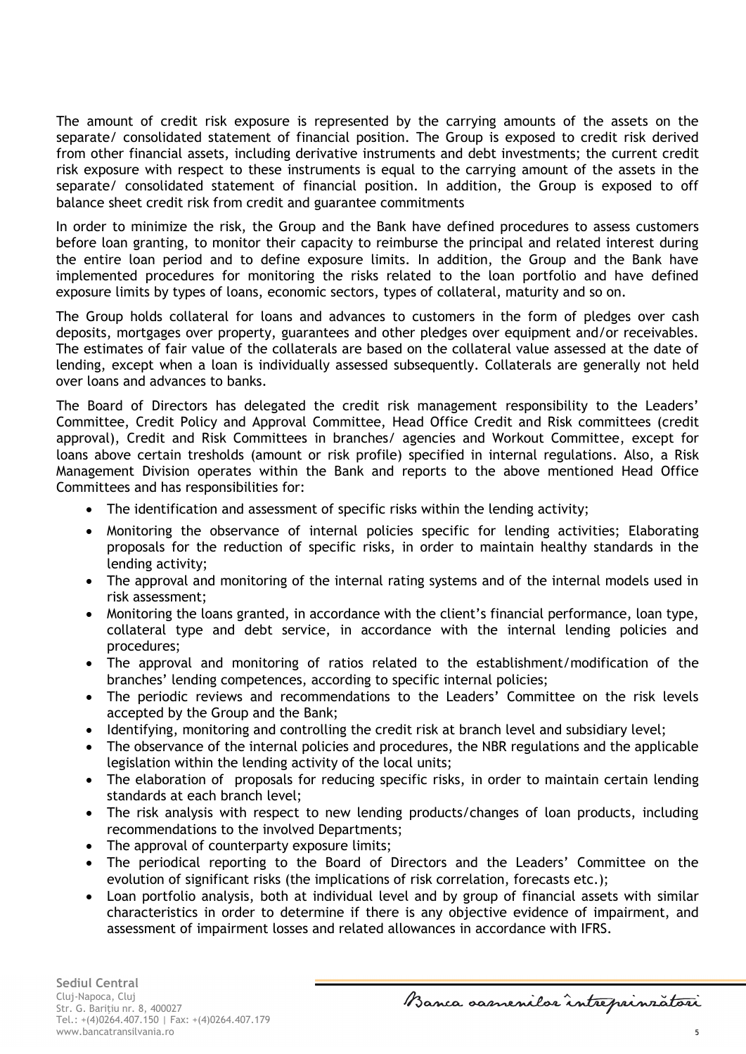The amount of credit risk exposure is represented by the carrying amounts of the assets on the separate/ consolidated statement of financial position. The Group is exposed to credit risk derived from other financial assets, including derivative instruments and debt investments; the current credit risk exposure with respect to these instruments is equal to the carrying amount of the assets in the separate/ consolidated statement of financial position. In addition, the Group is exposed to off balance sheet credit risk from credit and guarantee commitments

In order to minimize the risk, the Group and the Bank have defined procedures to assess customers before loan granting, to monitor their capacity to reimburse the principal and related interest during the entire loan period and to define exposure limits. In addition, the Group and the Bank have implemented procedures for monitoring the risks related to the loan portfolio and have defined exposure limits by types of loans, economic sectors, types of collateral, maturity and so on.

The Group holds collateral for loans and advances to customers in the form of pledges over cash deposits, mortgages over property, guarantees and other pledges over equipment and/or receivables. The estimates of fair value of the collaterals are based on the collateral value assessed at the date of lending, except when a loan is individually assessed subsequently. Collaterals are generally not held over loans and advances to banks.

The Board of Directors has delegated the credit risk management responsibility to the Leaders' Committee, Credit Policy and Approval Committee, Head Office Credit and Risk committees (credit approval), Credit and Risk Committees in branches/ agencies and Workout Committee, except for loans above certain tresholds (amount or risk profile) specified in internal regulations. Also, a Risk Management Division operates within the Bank and reports to the above mentioned Head Office Committees and has responsibilities for:

- The identification and assessment of specific risks within the lending activity;
- Monitoring the observance of internal policies specific for lending activities; Elaborating proposals for the reduction of specific risks, in order to maintain healthy standards in the lending activity;
- The approval and monitoring of the internal rating systems and of the internal models used in risk assessment;
- Monitoring the loans granted, in accordance with the client's financial performance, loan type, collateral type and debt service, in accordance with the internal lending policies and procedures;
- The approval and monitoring of ratios related to the establishment/modification of the branches' lending competences, according to specific internal policies;
- The periodic reviews and recommendations to the Leaders' Committee on the risk levels accepted by the Group and the Bank;
- Identifying, monitoring and controlling the credit risk at branch level and subsidiary level;
- The observance of the internal policies and procedures, the NBR regulations and the applicable legislation within the lending activity of the local units;
- The elaboration of proposals for reducing specific risks, in order to maintain certain lending standards at each branch level;
- The risk analysis with respect to new lending products/changes of loan products, including recommendations to the involved Departments;
- The approval of counterparty exposure limits;
- The periodical reporting to the Board of Directors and the Leaders' Committee on the evolution of significant risks (the implications of risk correlation, forecasts etc.);
- Loan portfolio analysis, both at individual level and by group of financial assets with similar characteristics in order to determine if there is any objective evidence of impairment, and assessment of impairment losses and related allowances in accordance with IFRS.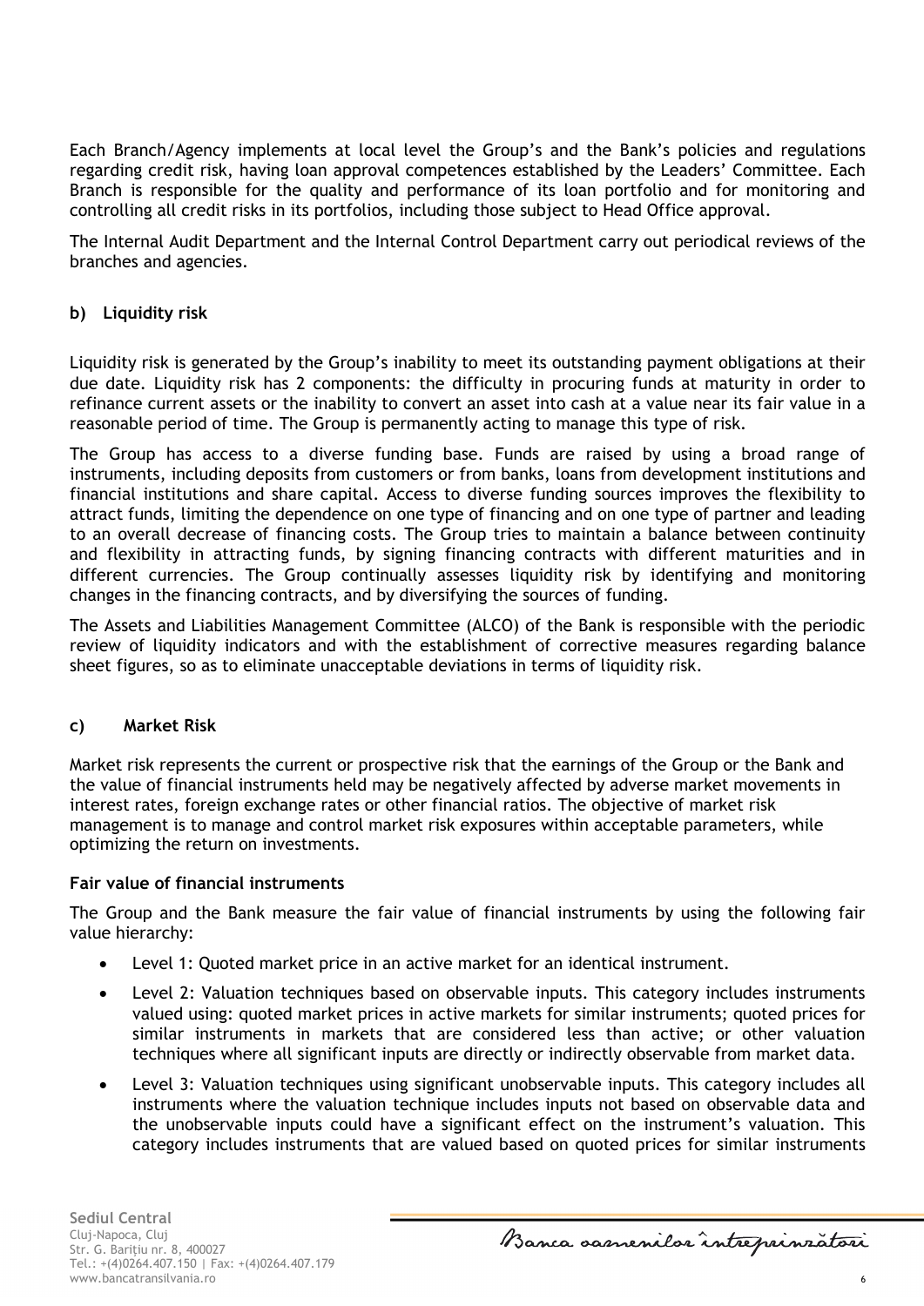Each Branch/Agency implements at local level the Group's and the Bank's policies and regulations regarding credit risk, having loan approval competences established by the Leaders' Committee. Each Branch is responsible for the quality and performance of its loan portfolio and for monitoring and controlling all credit risks in its portfolios, including those subject to Head Office approval.

The Internal Audit Department and the Internal Control Department carry out periodical reviews of the branches and agencies.

**b) Liquidity risk**

Liquidity risk is generated by the Group's inability to meet its outstanding payment obligations at their due date. Liquidity risk has 2 components: the difficulty in procuring funds at maturity in order to refinance current assets or the inability to convert an asset into cash at a value near its fair value in a reasonable period of time. The Group is permanently acting to manage this type of risk.

The Group has access to a diverse funding base. Funds are raised by using a broad range of instruments, including deposits from customers or from banks, loans from development institutions and financial institutions and share capital. Access to diverse funding sources improves the flexibility to attract funds, limiting the dependence on one type of financing and on one type of partner and leading to an overall decrease of financing costs. The Group tries to maintain a balance between continuity and flexibility in attracting funds, by signing financing contracts with different maturities and in different currencies. The Group continually assesses liquidity risk by identifying and monitoring changes in the financing contracts, and by diversifying the sources of funding.

The Assets and Liabilities Management Committee (ALCO) of the Bank is responsible with the periodic review of liquidity indicators and with the establishment of corrective measures regarding balance sheet figures, so as to eliminate unacceptable deviations in terms of liquidity risk.

**c) Market Risk**

Market risk represents the current or prospective risk that the earnings of the Group or the Bank and the value of financial instruments held may be negatively affected by adverse market movements in interest rates, foreign exchange rates or other financial ratios. The objective of market risk management is to manage and control market risk exposures within acceptable parameters, while optimizing the return on investments.

**Fair value of financial instruments**

The Group and the Bank measure the fair value of financial instruments by using the following fair value hierarchy:

- Level 1: Quoted market price in an active market for an identical instrument.
- Level 2: Valuation techniques based on observable inputs. This category includes instruments valued using: quoted market prices in active markets for similar instruments; quoted prices for similar instruments in markets that are considered less than active; or other valuation techniques where all significant inputs are directly or indirectly observable from market data.
- Level 3: Valuation techniques using significant unobservable inputs. This category includes all instruments where the valuation technique includes inputs not based on observable data and the unobservable inputs could have a significant effect on the instrument's valuation. This category includes instruments that are valued based on quoted prices for similar instruments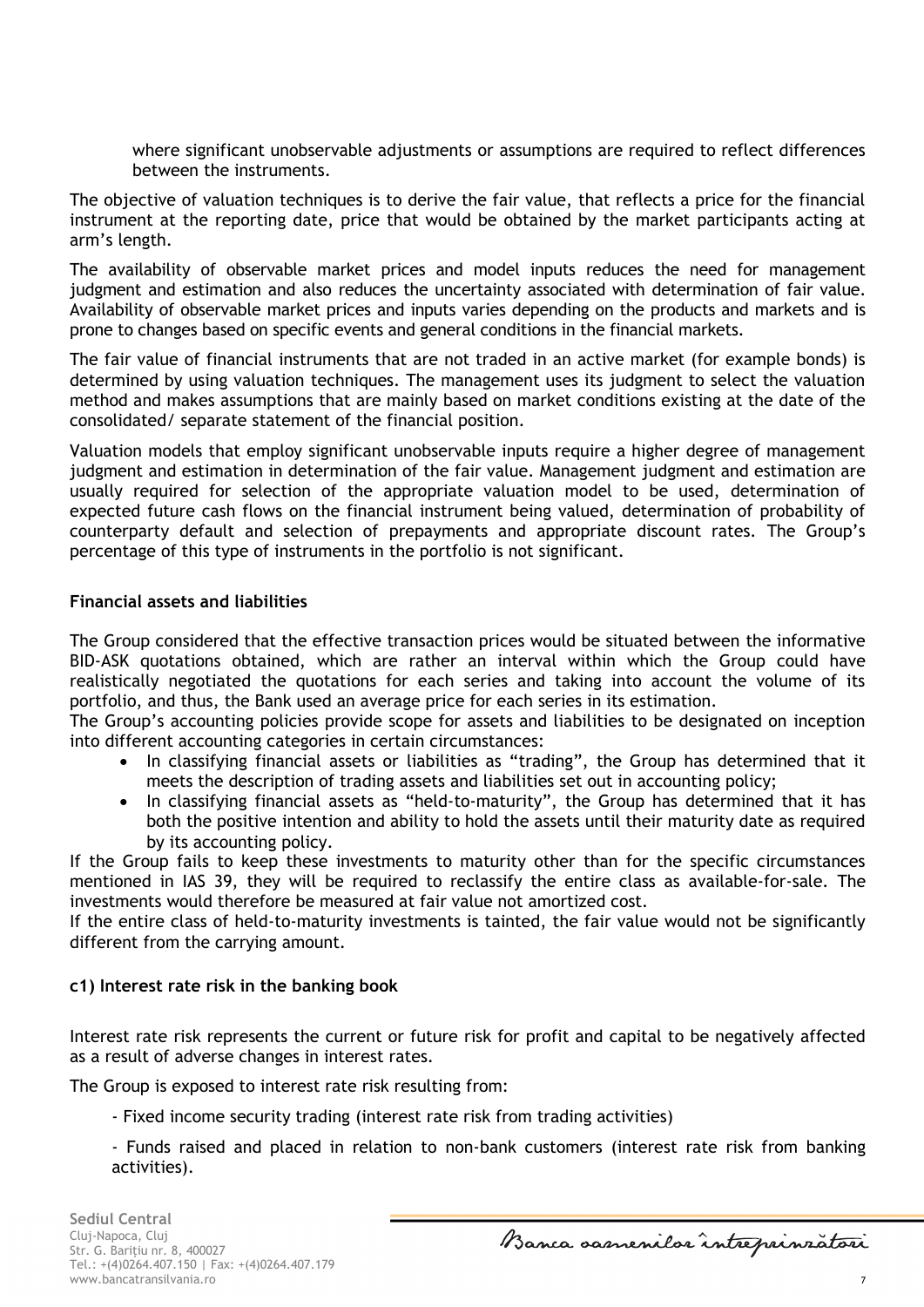where significant unobservable adjustments or assumptions are required to reflect differences between the instruments.

The objective of valuation techniques is to derive the fair value, that reflects a price for the financial instrument at the reporting date, price that would be obtained by the market participants acting at arm's length.

The availability of observable market prices and model inputs reduces the need for management judgment and estimation and also reduces the uncertainty associated with determination of fair value. Availability of observable market prices and inputs varies depending on the products and markets and is prone to changes based on specific events and general conditions in the financial markets.

The fair value of financial instruments that are not traded in an active market (for example bonds) is determined by using valuation techniques. The management uses its judgment to select the valuation method and makes assumptions that are mainly based on market conditions existing at the date of the consolidated/ separate statement of the financial position.

Valuation models that employ significant unobservable inputs require a higher degree of management judgment and estimation in determination of the fair value. Management judgment and estimation are usually required for selection of the appropriate valuation model to be used, determination of expected future cash flows on the financial instrument being valued, determination of probability of counterparty default and selection of prepayments and appropriate discount rates. The Group's percentage of this type of instruments in the portfolio is not significant.

**Financial assets and liabilities**

The Group considered that the effective transaction prices would be situated between the informative BID-ASK quotations obtained, which are rather an interval within which the Group could have realistically negotiated the quotations for each series and taking into account the volume of its portfolio, and thus, the Bank used an average price for each series in its estimation.

The Group's accounting policies provide scope for assets and liabilities to be designated on inception into different accounting categories in certain circumstances:

- In classifying financial assets or liabilities as "trading", the Group has determined that it meets the description of trading assets and liabilities set out in accounting policy;
- In classifying financial assets as "held-to-maturity", the Group has determined that it has both the positive intention and ability to hold the assets until their maturity date as required by its accounting policy.

If the Group fails to keep these investments to maturity other than for the specific circumstances mentioned in IAS 39, they will be required to reclassify the entire class as available-for-sale. The investments would therefore be measured at fair value not amortized cost.

If the entire class of held-to-maturity investments is tainted, the fair value would not be significantly different from the carrying amount.

**c1) Interest rate risk in the banking book**

Interest rate risk represents the current or future risk for profit and capital to be negatively affected as a result of adverse changes in interest rates.

The Group is exposed to interest rate risk resulting from:

- Fixed income security trading (interest rate risk from trading activities)

- Funds raised and placed in relation to non-bank customers (interest rate risk from banking activities).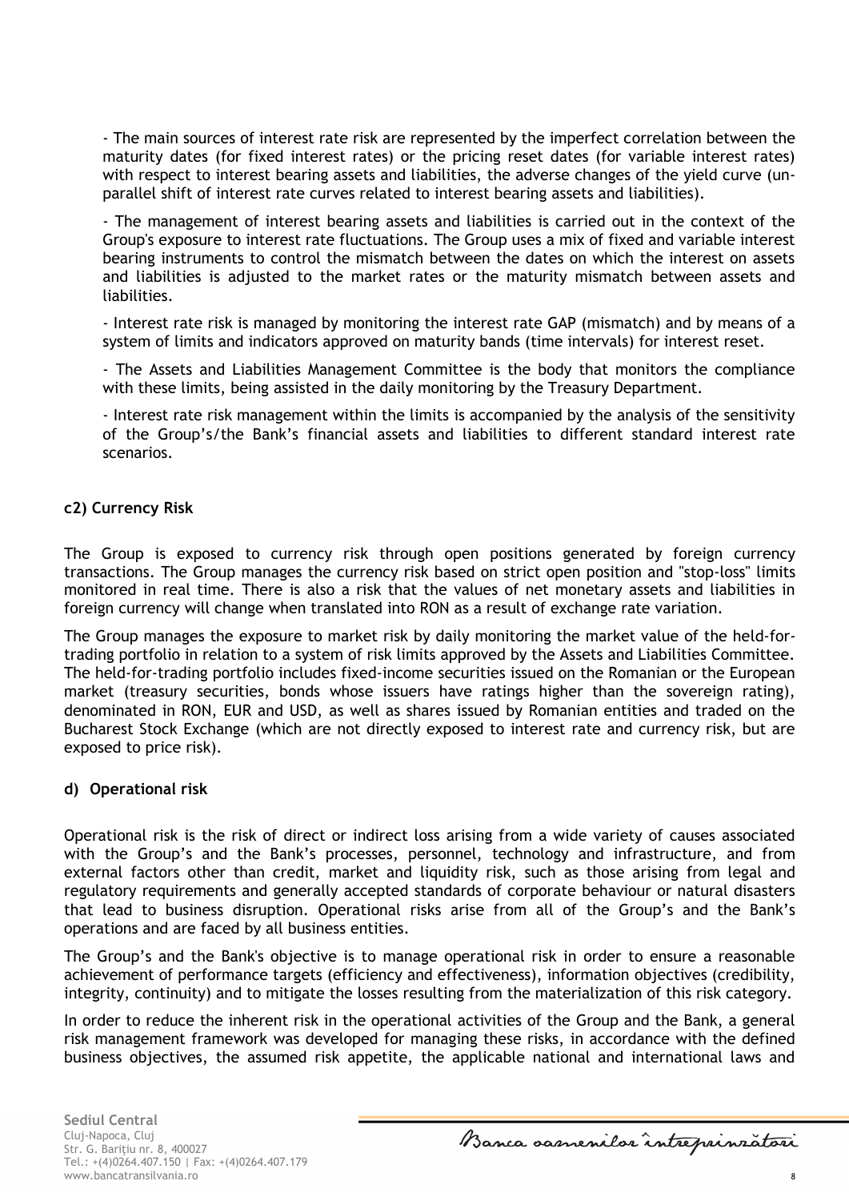- The main sources of interest rate risk are represented by the imperfect correlation between the maturity dates (for fixed interest rates) or the pricing reset dates (for variable interest rates) with respect to interest bearing assets and liabilities, the adverse changes of the yield curve (un-parallel shift of interest rate curves related to interest bearing assets and liabilities).

- The management of interest bearing assets and liabilities is carried out in the context of the Group's exposure to interest rate fluctuations. The Group uses a mix of fixed and variable interest bearing instruments to control the mismatch between the dates on which the interest on assets and liabilities is adjusted to the market rates or the maturity mismatch between assets and liabilities.

- Interest rate risk is managed by monitoring the interest rate GAP (mismatch) and by means of a system of limits and indicators approved on maturity bands (time intervals) for interest reset.

- The Assets and Liabilities Management Committee is the body that monitors the compliance with these limits, being assisted in the daily monitoring by the Treasury Department.

- Interest rate risk management within the limits is accompanied by the analysis of the sensitivity of the Group's/the Bank's financial assets and liabilities to different standard interest rate scenarios.

**c2) Currency Risk**

The Group is exposed to currency risk through open positions generated by foreign currency transactions. The Group manages the currency risk based on strict open position and "stop-loss" limits monitored in real time. There is also a risk that the values of net monetary assets and liabilities in foreign currency will change when translated into RON as a result of exchange rate variation.

The Group manages the exposure to market risk by daily monitoring the market value of the held-for-trading portfolio in relation to a system of risk limits approved by the Assets and Liabilities Committee. The held-for-trading portfolio includes fixed-income securities issued on the Romanian or the European market (treasury securities, bonds whose issuers have ratings higher than the sovereign rating), denominated in RON, EUR and USD, as well as shares issued by Romanian entities and traded on the Bucharest Stock Exchange (which are not directly exposed to interest rate and currency risk, but are exposed to price risk).

**d) Operational risk**

Operational risk is the risk of direct or indirect loss arising from a wide variety of causes associated with the Group's and the Bank's processes, personnel, technology and infrastructure, and from external factors other than credit, market and liquidity risk, such as those arising from legal and regulatory requirements and generally accepted standards of corporate behaviour or natural disasters that lead to business disruption. Operational risks arise from all of the Group's and the Bank's operations and are faced by all business entities.

The Group's and the Bank's objective is to manage operational risk in order to ensure a reasonable achievement of performance targets (efficiency and effectiveness), information objectives (credibility, integrity, continuity) and to mitigate the losses resulting from the materialization of this risk category.

In order to reduce the inherent risk in the operational activities of the Group and the Bank, a general risk management framework was developed for managing these risks, in accordance with the defined business objectives, the assumed risk appetite, the applicable national and international laws and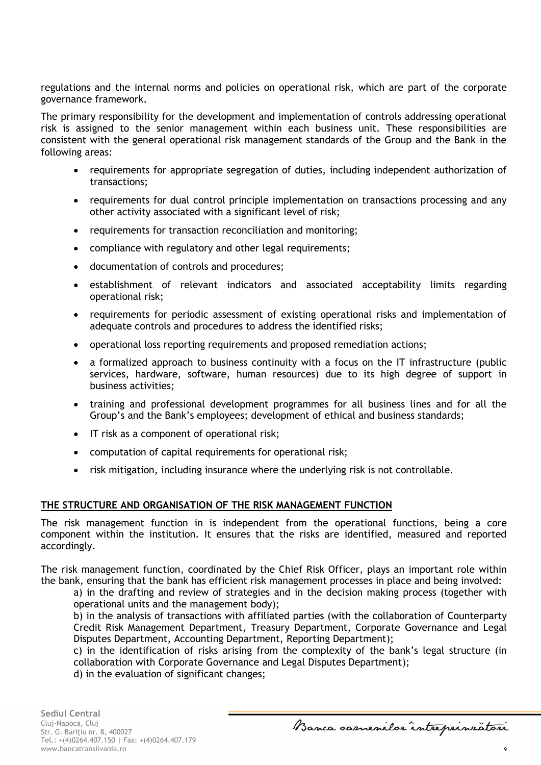regulations and the internal norms and policies on operational risk, which are part of the corporate governance framework.

The primary responsibility for the development and implementation of controls addressing operational risk is assigned to the senior management within each business unit. These responsibilities are consistent with the general operational risk management standards of the Group and the Bank in the following areas:

- requirements for appropriate segregation of duties, including independent authorization of transactions;
- requirements for dual control principle implementation on transactions processing and any other activity associated with a significant level of risk;
- requirements for transaction reconciliation and monitoring;
- compliance with regulatory and other legal requirements;
- documentation of controls and procedures;
- establishment of relevant indicators and associated acceptability limits regarding operational risk;
- requirements for periodic assessment of existing operational risks and implementation of adequate controls and procedures to address the identified risks;
- operational loss reporting requirements and proposed remediation actions;
- a formalized approach to business continuity with a focus on the IT infrastructure (public services, hardware, software, human resources) due to its high degree of support in business activities;
- training and professional development programmes for all business lines and for all the Group's and the Bank's employees; development of ethical and business standards;
- IT risk as a component of operational risk;
- computation of capital requirements for operational risk;
- risk mitigation, including insurance where the underlying risk is not controllable.

## THE STRUCTURE AND ORGANISATION OF THE RISK MANAGEMENT FUNCTION

The risk management function in is independent from the operational functions, being a core component within the institution. It ensures that the risks are identified, measured and reported accordingly.

The risk management function, coordinated by the Chief Risk Officer, plays an important role within the bank, ensuring that the bank has efficient risk management processes in place and being involved:

a) in the drafting and review of strategies and in the decision making process (together with operational units and the management body);

b) in the analysis of transactions with affiliated parties (with the collaboration of Counterparty Credit Risk Management Department, Treasury Department, Corporate Governance and Legal Disputes Department, Accounting Department, Reporting Department);

c) in the identification of risks arising from the complexity of the bank's legal structure (in collaboration with Corporate Governance and Legal Disputes Department);

d) in the evaluation of significant changes;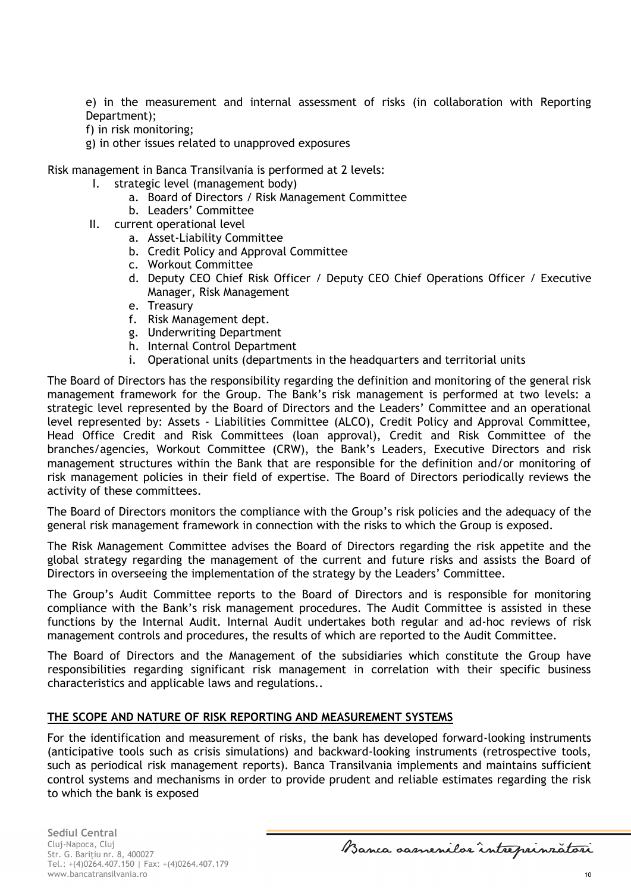e) in the measurement and internal assessment of risks (in collaboration with Reporting Department);

f) in risk monitoring;

g) in other issues related to unapproved exposures

Risk management in Banca Transilvania is performed at 2 levels:

I. strategic level (management body)
   a. Board of Directors / Risk Management Committee
   b. Leaders' Committee

II. current operational level
   a. Asset-Liability Committee
   b. Credit Policy and Approval Committee
   c. Workout Committee
   d. Deputy CEO Chief Risk Officer / Deputy CEO Chief Operations Officer / Executive Manager, Risk Management
   e. Treasury
   f. Risk Management dept.
   g. Underwriting Department
   h. Internal Control Department
   i. Operational units (departments in the headquarters and territorial units

The Board of Directors has the responsibility regarding the definition and monitoring of the general risk management framework for the Group. The Bank's risk management is performed at two levels: a strategic level represented by the Board of Directors and the Leaders' Committee and an operational level represented by: Assets - Liabilities Committee (ALCO), Credit Policy and Approval Committee, Head Office Credit and Risk Committees (loan approval), Credit and Risk Committee of the branches/agencies, Workout Committee (CRW), the Bank's Leaders, Executive Directors and risk management structures within the Bank that are responsible for the definition and/or monitoring of risk management policies in their field of expertise. The Board of Directors periodically reviews the activity of these committees.

The Board of Directors monitors the compliance with the Group's risk policies and the adequacy of the general risk management framework in connection with the risks to which the Group is exposed.

The Risk Management Committee advises the Board of Directors regarding the risk appetite and the global strategy regarding the management of the current and future risks and assists the Board of Directors in overseeing the implementation of the strategy by the Leaders' Committee.

The Group's Audit Committee reports to the Board of Directors and is responsible for monitoring compliance with the Bank's risk management procedures. The Audit Committee is assisted in these functions by the Internal Audit. Internal Audit undertakes both regular and ad-hoc reviews of risk management controls and procedures, the results of which are reported to the Audit Committee.

The Board of Directors and the Management of the subsidiaries which constitute the Group have responsibilities regarding significant risk management in correlation with their specific business characteristics and applicable laws and regulations..

## THE SCOPE AND NATURE OF RISK REPORTING AND MEASUREMENT SYSTEMS

For the identification and measurement of risks, the bank has developed forward-looking instruments (anticipative tools such as crisis simulations) and backward-looking instruments (retrospective tools, such as periodical risk management reports). Banca Transilvania implements and maintains sufficient control systems and mechanisms in order to provide prudent and reliable estimates regarding the risk to which the bank is exposed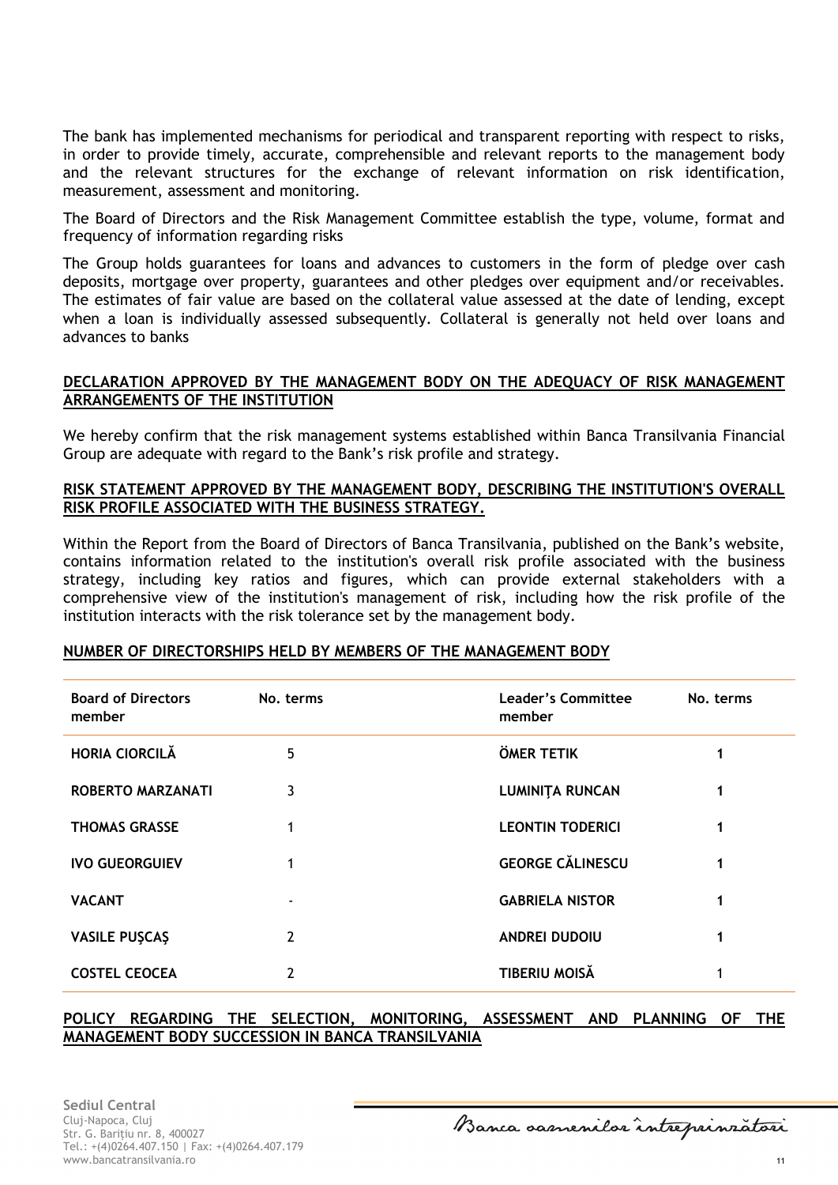The bank has implemented mechanisms for periodical and transparent reporting with respect to risks, in order to provide timely, accurate, comprehensible and relevant reports to the management body and the relevant structures for the exchange of relevant information on risk identification, measurement, assessment and monitoring.

The Board of Directors and the Risk Management Committee establish the type, volume, format and frequency of information regarding risks

The Group holds guarantees for loans and advances to customers in the form of pledge over cash deposits, mortgage over property, guarantees and other pledges over equipment and/or receivables. The estimates of fair value are based on the collateral value assessed at the date of lending, except when a loan is individually assessed subsequently. Collateral is generally not held over loans and advances to banks

## DECLARATION APPROVED BY THE MANAGEMENT BODY ON THE ADEQUACY OF RISK MANAGEMENT ARRANGEMENTS OF THE INSTITUTION

We hereby confirm that the risk management systems established within Banca Transilvania Financial Group are adequate with regard to the Bank's risk profile and strategy.

## RISK STATEMENT APPROVED BY THE MANAGEMENT BODY, DESCRIBING THE INSTITUTION'S OVERALL RISK PROFILE ASSOCIATED WITH THE BUSINESS STRATEGY.

Within the Report from the Board of Directors of Banca Transilvania, published on the Bank's website, contains information related to the institution's overall risk profile associated with the business strategy, including key ratios and figures, which can provide external stakeholders with a comprehensive view of the institution's management of risk, including how the risk profile of the institution interacts with the risk tolerance set by the management body.

## NUMBER OF DIRECTORSHIPS HELD BY MEMBERS OF THE MANAGEMENT BODY

| Board of Directors member | No. terms | Leader's Committee member | No. terms |
|---|---|---|---|
| HORIA CIORCILĂ | 5 | ÖMER TETIK | 1 |
| ROBERTO MARZANATI | 3 | LUMINIŢA RUNCAN | 1 |
| THOMAS GRASSE | 1 | LEONTIN TODERICI | 1 |
| IVO GUEORGUIEV | 1 | GEORGE CĂLINESCU | 1 |
| VACANT | - | GABRIELA NISTOR | 1 |
| VASILE PUŞCAŞ | 2 | ANDREI DUDOIU | 1 |
| COSTEL CEOCEA | 2 | TIBERIU MOISĂ | 1 |

## POLICY REGARDING THE SELECTION, MONITORING, ASSESSMENT AND PLANNING OF THE MANAGEMENT BODY SUCCESSION IN BANCA TRANSILVANIA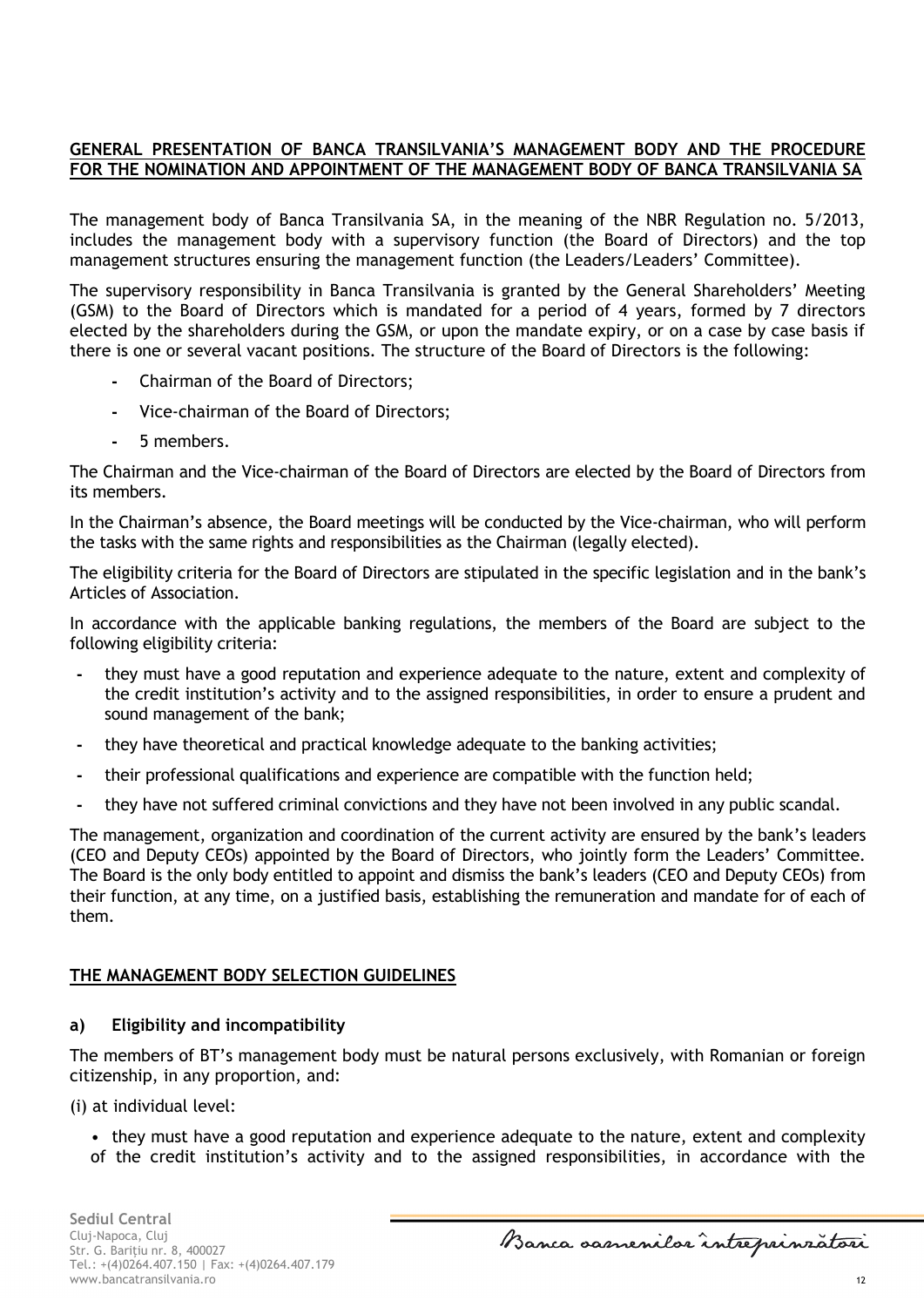**GENERAL PRESENTATION OF BANCA TRANSILVANIA'S MANAGEMENT BODY AND THE PROCEDURE FOR THE NOMINATION AND APPOINTMENT OF THE MANAGEMENT BODY OF BANCA TRANSILVANIA SA**

The management body of Banca Transilvania SA, in the meaning of the NBR Regulation no. 5/2013, includes the management body with a supervisory function (the Board of Directors) and the top management structures ensuring the management function (the Leaders/Leaders' Committee).

The supervisory responsibility in Banca Transilvania is granted by the General Shareholders' Meeting (GSM) to the Board of Directors which is mandated for a period of 4 years, formed by 7 directors elected by the shareholders during the GSM, or upon the mandate expiry, or on a case by case basis if there is one or several vacant positions. The structure of the Board of Directors is the following:

- Chairman of the Board of Directors;
- Vice-chairman of the Board of Directors;
- 5 members.

The Chairman and the Vice-chairman of the Board of Directors are elected by the Board of Directors from its members.

In the Chairman's absence, the Board meetings will be conducted by the Vice-chairman, who will perform the tasks with the same rights and responsibilities as the Chairman (legally elected).

The eligibility criteria for the Board of Directors are stipulated in the specific legislation and in the bank's Articles of Association.

In accordance with the applicable banking regulations, the members of the Board are subject to the following eligibility criteria:

- they must have a good reputation and experience adequate to the nature, extent and complexity of the credit institution's activity and to the assigned responsibilities, in order to ensure a prudent and sound management of the bank;
- they have theoretical and practical knowledge adequate to the banking activities;
- their professional qualifications and experience are compatible with the function held;
- they have not suffered criminal convictions and they have not been involved in any public scandal.

The management, organization and coordination of the current activity are ensured by the bank's leaders (CEO and Deputy CEOs) appointed by the Board of Directors, who jointly form the Leaders' Committee. The Board is the only body entitled to appoint and dismiss the bank's leaders (CEO and Deputy CEOs) from their function, at any time, on a justified basis, establishing the remuneration and mandate for of each of them.

**THE MANAGEMENT BODY SELECTION GUIDELINES**

**a) Eligibility and incompatibility**

The members of BT's management body must be natural persons exclusively, with Romanian or foreign citizenship, in any proportion, and:

(i) at individual level:

- they must have a good reputation and experience adequate to the nature, extent and complexity of the credit institution's activity and to the assigned responsibilities, in accordance with the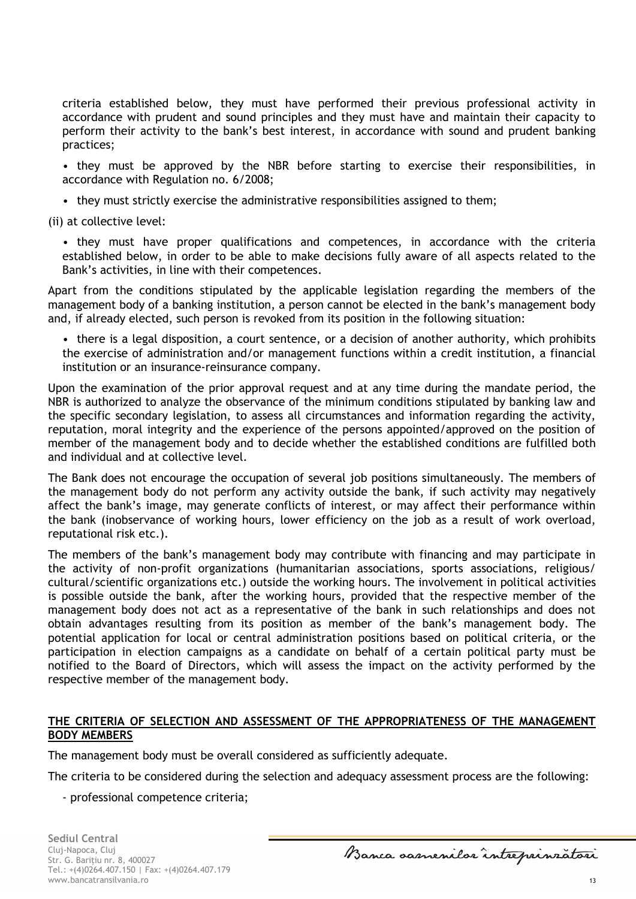criteria established below, they must have performed their previous professional activity in accordance with prudent and sound principles and they must have and maintain their capacity to perform their activity to the bank's best interest, in accordance with sound and prudent banking practices;

- they must be approved by the NBR before starting to exercise their responsibilities, in accordance with Regulation no. 6/2008;
- they must strictly exercise the administrative responsibilities assigned to them;

(ii) at collective level:

- they must have proper qualifications and competences, in accordance with the criteria established below, in order to be able to make decisions fully aware of all aspects related to the Bank's activities, in line with their competences.

Apart from the conditions stipulated by the applicable legislation regarding the members of the management body of a banking institution, a person cannot be elected in the bank's management body and, if already elected, such person is revoked from its position in the following situation:

- there is a legal disposition, a court sentence, or a decision of another authority, which prohibits the exercise of administration and/or management functions within a credit institution, a financial institution or an insurance-reinsurance company.

Upon the examination of the prior approval request and at any time during the mandate period, the NBR is authorized to analyze the observance of the minimum conditions stipulated by banking law and the specific secondary legislation, to assess all circumstances and information regarding the activity, reputation, moral integrity and the experience of the persons appointed/approved on the position of member of the management body and to decide whether the established conditions are fulfilled both and individual and at collective level.

The Bank does not encourage the occupation of several job positions simultaneously. The members of the management body do not perform any activity outside the bank, if such activity may negatively affect the bank's image, may generate conflicts of interest, or may affect their performance within the bank (inobservance of working hours, lower efficiency on the job as a result of work overload, reputational risk etc.).

The members of the bank's management body may contribute with financing and may participate in the activity of non-profit organizations (humanitarian associations, sports associations, religious/ cultural/scientific organizations etc.) outside the working hours. The involvement in political activities is possible outside the bank, after the working hours, provided that the respective member of the management body does not act as a representative of the bank in such relationships and does not obtain advantages resulting from its position as member of the bank's management body. The potential application for local or central administration positions based on political criteria, or the participation in election campaigns as a candidate on behalf of a certain political party must be notified to the Board of Directors, which will assess the impact on the activity performed by the respective member of the management body.

## THE CRITERIA OF SELECTION AND ASSESSMENT OF THE APPROPRIATENESS OF THE MANAGEMENT BODY MEMBERS

The management body must be overall considered as sufficiently adequate.

The criteria to be considered during the selection and adequacy assessment process are the following:

- professional competence criteria;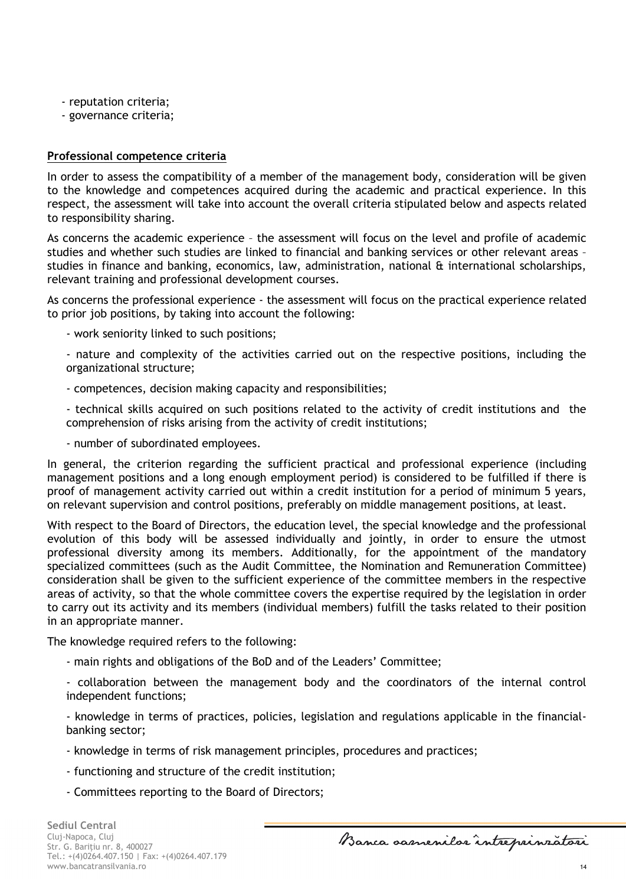- reputation criteria;
- governance criteria;

**Professional competence criteria**

In order to assess the compatibility of a member of the management body, consideration will be given to the knowledge and competences acquired during the academic and practical experience. In this respect, the assessment will take into account the overall criteria stipulated below and aspects related to responsibility sharing.

As concerns the academic experience – the assessment will focus on the level and profile of academic studies and whether such studies are linked to financial and banking services or other relevant areas – studies in finance and banking, economics, law, administration, national & international scholarships, relevant training and professional development courses.

As concerns the professional experience - the assessment will focus on the practical experience related to prior job positions, by taking into account the following:

- work seniority linked to such positions;
- nature and complexity of the activities carried out on the respective positions, including the organizational structure;
- competences, decision making capacity and responsibilities;
- technical skills acquired on such positions related to the activity of credit institutions and the comprehension of risks arising from the activity of credit institutions;
- number of subordinated employees.

In general, the criterion regarding the sufficient practical and professional experience (including management positions and a long enough employment period) is considered to be fulfilled if there is proof of management activity carried out within a credit institution for a period of minimum 5 years, on relevant supervision and control positions, preferably on middle management positions, at least.

With respect to the Board of Directors, the education level, the special knowledge and the professional evolution of this body will be assessed individually and jointly, in order to ensure the utmost professional diversity among its members. Additionally, for the appointment of the mandatory specialized committees (such as the Audit Committee, the Nomination and Remuneration Committee) consideration shall be given to the sufficient experience of the committee members in the respective areas of activity, so that the whole committee covers the expertise required by the legislation in order to carry out its activity and its members (individual members) fulfill the tasks related to their position in an appropriate manner.

The knowledge required refers to the following:

- main rights and obligations of the BoD and of the Leaders' Committee;
- collaboration between the management body and the coordinators of the internal control independent functions;
- knowledge in terms of practices, policies, legislation and regulations applicable in the financial-banking sector;
- knowledge in terms of risk management principles, procedures and practices;
- functioning and structure of the credit institution;
- Committees reporting to the Board of Directors;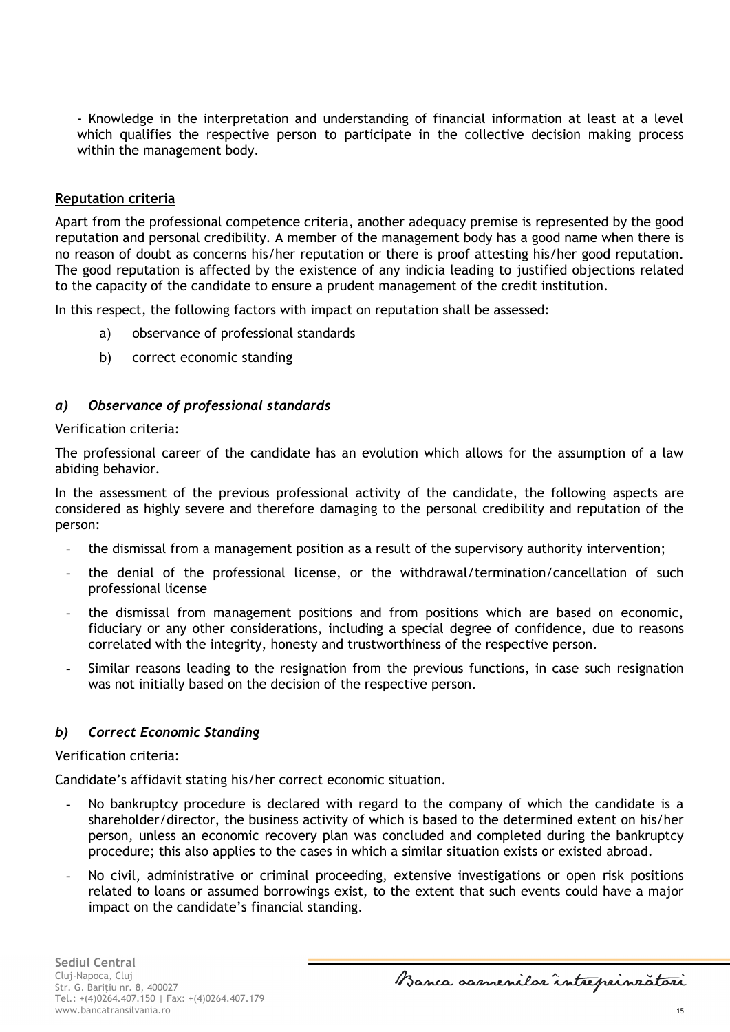- Knowledge in the interpretation and understanding of financial information at least at a level which qualifies the respective person to participate in the collective decision making process within the management body.

**Reputation criteria**

Apart from the professional competence criteria, another adequacy premise is represented by the good reputation and personal credibility. A member of the management body has a good name when there is no reason of doubt as concerns his/her reputation or there is proof attesting his/her good reputation. The good reputation is affected by the existence of any indicia leading to justified objections related to the capacity of the candidate to ensure a prudent management of the credit institution.

In this respect, the following factors with impact on reputation shall be assessed:

a) observance of professional standards

b) correct economic standing

### *a) Observance of professional standards*

Verification criteria:

The professional career of the candidate has an evolution which allows for the assumption of a law abiding behavior.

In the assessment of the previous professional activity of the candidate, the following aspects are considered as highly severe and therefore damaging to the personal credibility and reputation of the person:

- the dismissal from a management position as a result of the supervisory authority intervention;
- the denial of the professional license, or the withdrawal/termination/cancellation of such professional license
- the dismissal from management positions and from positions which are based on economic, fiduciary or any other considerations, including a special degree of confidence, due to reasons correlated with the integrity, honesty and trustworthiness of the respective person.
- Similar reasons leading to the resignation from the previous functions, in case such resignation was not initially based on the decision of the respective person.

### *b) Correct Economic Standing*

Verification criteria:

Candidate's affidavit stating his/her correct economic situation.

- No bankruptcy procedure is declared with regard to the company of which the candidate is a shareholder/director, the business activity of which is based to the determined extent on his/her person, unless an economic recovery plan was concluded and completed during the bankruptcy procedure; this also applies to the cases in which a similar situation exists or existed abroad.
- No civil, administrative or criminal proceeding, extensive investigations or open risk positions related to loans or assumed borrowings exist, to the extent that such events could have a major impact on the candidate's financial standing.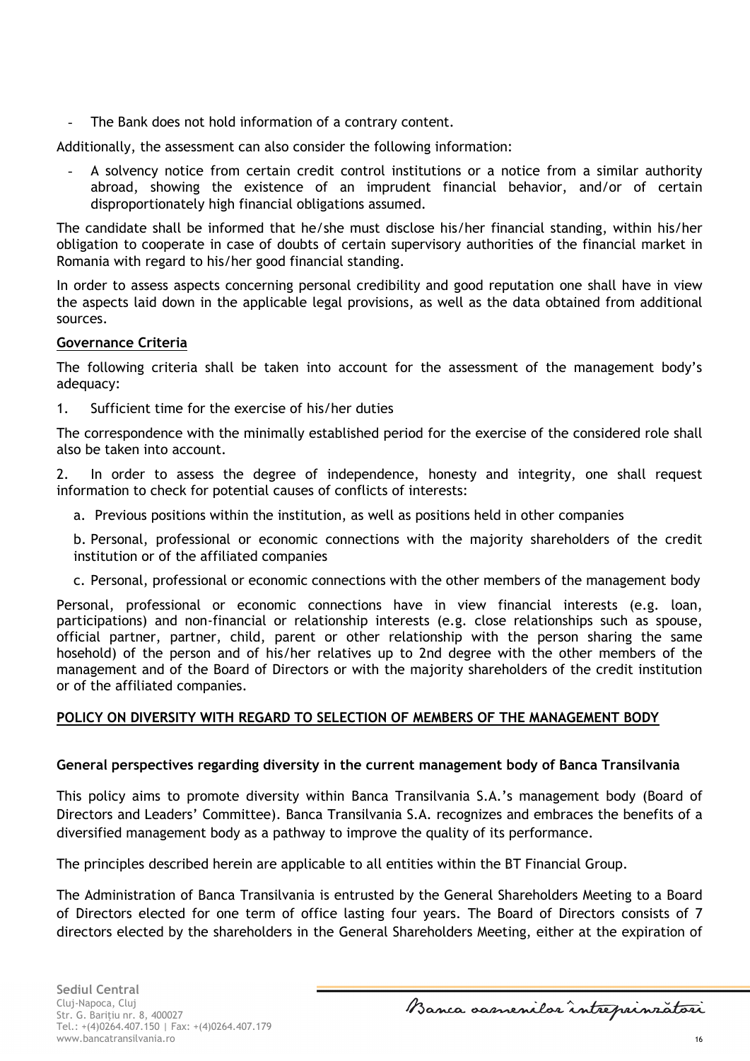- The Bank does not hold information of a contrary content.

Additionally, the assessment can also consider the following information:

- A solvency notice from certain credit control institutions or a notice from a similar authority abroad, showing the existence of an imprudent financial behavior, and/or of certain disproportionately high financial obligations assumed.

The candidate shall be informed that he/she must disclose his/her financial standing, within his/her obligation to cooperate in case of doubts of certain supervisory authorities of the financial market in Romania with regard to his/her good financial standing.

In order to assess aspects concerning personal credibility and good reputation one shall have in view the aspects laid down in the applicable legal provisions, as well as the data obtained from additional sources.

**Governance Criteria**

The following criteria shall be taken into account for the assessment of the management body's adequacy:

1. Sufficient time for the exercise of his/her duties

The correspondence with the minimally established period for the exercise of the considered role shall also be taken into account.

2. In order to assess the degree of independence, honesty and integrity, one shall request information to check for potential causes of conflicts of interests:

   a. Previous positions within the institution, as well as positions held in other companies

   b. Personal, professional or economic connections with the majority shareholders of the credit institution or of the affiliated companies

   c. Personal, professional or economic connections with the other members of the management body

Personal, professional or economic connections have in view financial interests (e.g. loan, participations) and non-financial or relationship interests (e.g. close relationships such as spouse, official partner, partner, child, parent or other relationship with the person sharing the same hosehold) of the person and of his/her relatives up to 2nd degree with the other members of the management and of the Board of Directors or with the majority shareholders of the credit institution or of the affiliated companies.

## POLICY ON DIVERSITY WITH REGARD TO SELECTION OF MEMBERS OF THE MANAGEMENT BODY

### General perspectives regarding diversity in the current management body of Banca Transilvania

This policy aims to promote diversity within Banca Transilvania S.A.'s management body (Board of Directors and Leaders' Committee). Banca Transilvania S.A. recognizes and embraces the benefits of a diversified management body as a pathway to improve the quality of its performance.

The principles described herein are applicable to all entities within the BT Financial Group.

The Administration of Banca Transilvania is entrusted by the General Shareholders Meeting to a Board of Directors elected for one term of office lasting four years. The Board of Directors consists of 7 directors elected by the shareholders in the General Shareholders Meeting, either at the expiration of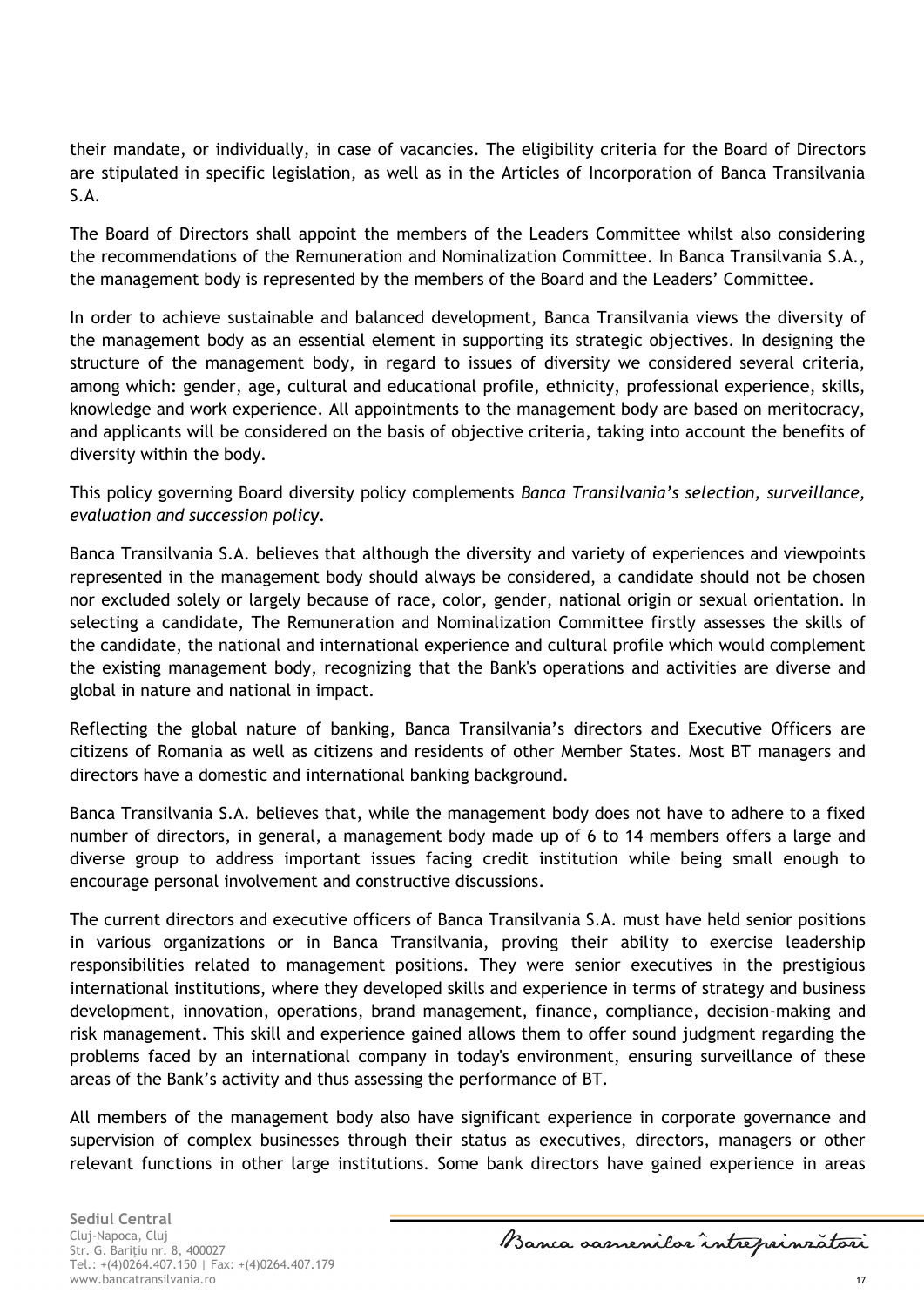their mandate, or individually, in case of vacancies. The eligibility criteria for the Board of Directors are stipulated in specific legislation, as well as in the Articles of Incorporation of Banca Transilvania S.A.

The Board of Directors shall appoint the members of the Leaders Committee whilst also considering the recommendations of the Remuneration and Nominalization Committee. In Banca Transilvania S.A., the management body is represented by the members of the Board and the Leaders' Committee.

In order to achieve sustainable and balanced development, Banca Transilvania views the diversity of the management body as an essential element in supporting its strategic objectives. In designing the structure of the management body, in regard to issues of diversity we considered several criteria, among which: gender, age, cultural and educational profile, ethnicity, professional experience, skills, knowledge and work experience. All appointments to the management body are based on meritocracy, and applicants will be considered on the basis of objective criteria, taking into account the benefits of diversity within the body.

This policy governing Board diversity policy complements *Banca Transilvania's selection, surveillance, evaluation and succession policy*.

Banca Transilvania S.A. believes that although the diversity and variety of experiences and viewpoints represented in the management body should always be considered, a candidate should not be chosen nor excluded solely or largely because of race, color, gender, national origin or sexual orientation. In selecting a candidate, The Remuneration and Nominalization Committee firstly assesses the skills of the candidate, the national and international experience and cultural profile which would complement the existing management body, recognizing that the Bank's operations and activities are diverse and global in nature and national in impact.

Reflecting the global nature of banking, Banca Transilvania's directors and Executive Officers are citizens of Romania as well as citizens and residents of other Member States. Most BT managers and directors have a domestic and international banking background.

Banca Transilvania S.A. believes that, while the management body does not have to adhere to a fixed number of directors, in general, a management body made up of 6 to 14 members offers a large and diverse group to address important issues facing credit institution while being small enough to encourage personal involvement and constructive discussions.

The current directors and executive officers of Banca Transilvania S.A. must have held senior positions in various organizations or in Banca Transilvania, proving their ability to exercise leadership responsibilities related to management positions. They were senior executives in the prestigious international institutions, where they developed skills and experience in terms of strategy and business development, innovation, operations, brand management, finance, compliance, decision-making and risk management. This skill and experience gained allows them to offer sound judgment regarding the problems faced by an international company in today's environment, ensuring surveillance of these areas of the Bank's activity and thus assessing the performance of BT.

All members of the management body also have significant experience in corporate governance and supervision of complex businesses through their status as executives, directors, managers or other relevant functions in other large institutions. Some bank directors have gained experience in areas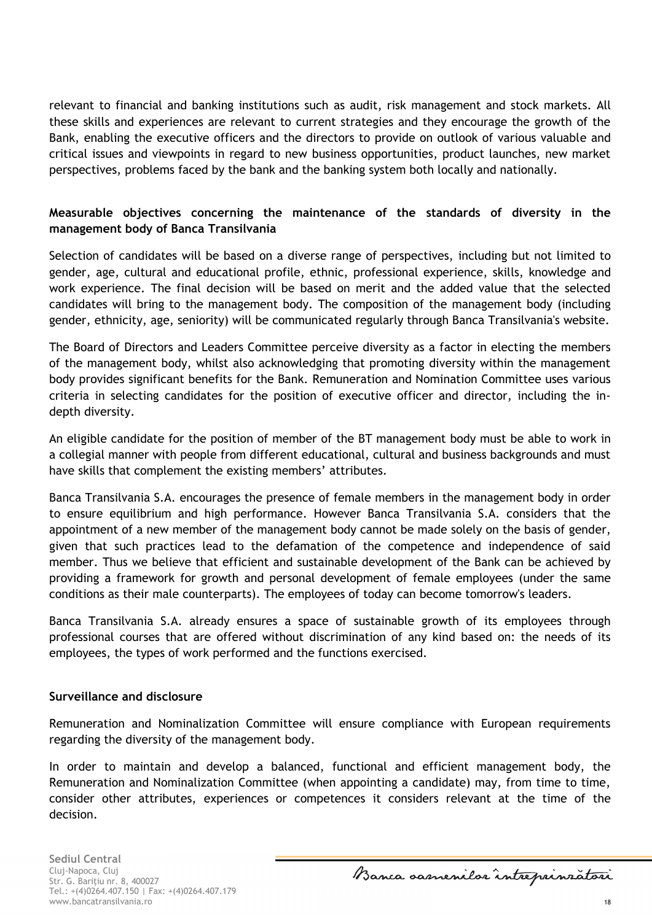relevant to financial and banking institutions such as audit, risk management and stock markets. All these skills and experiences are relevant to current strategies and they encourage the growth of the Bank, enabling the executive officers and the directors to provide on outlook of various valuable and critical issues and viewpoints in regard to new business opportunities, product launches, new market perspectives, problems faced by the bank and the banking system both locally and nationally.

**Measurable objectives concerning the maintenance of the standards of diversity in the management body of Banca Transilvania**

Selection of candidates will be based on a diverse range of perspectives, including but not limited to gender, age, cultural and educational profile, ethnic, professional experience, skills, knowledge and work experience. The final decision will be based on merit and the added value that the selected candidates will bring to the management body. The composition of the management body (including gender, ethnicity, age, seniority) will be communicated regularly through Banca Transilvania's website.

The Board of Directors and Leaders Committee perceive diversity as a factor in electing the members of the management body, whilst also acknowledging that promoting diversity within the management body provides significant benefits for the Bank. Remuneration and Nomination Committee uses various criteria in selecting candidates for the position of executive officer and director, including the in-depth diversity.

An eligible candidate for the position of member of the BT management body must be able to work in a collegial manner with people from different educational, cultural and business backgrounds and must have skills that complement the existing members' attributes.

Banca Transilvania S.A. encourages the presence of female members in the management body in order to ensure equilibrium and high performance. However Banca Transilvania S.A. considers that the appointment of a new member of the management body cannot be made solely on the basis of gender, given that such practices lead to the defamation of the competence and independence of said member. Thus we believe that efficient and sustainable development of the Bank can be achieved by providing a framework for growth and personal development of female employees (under the same conditions as their male counterparts). The employees of today can become tomorrow's leaders.

Banca Transilvania S.A. already ensures a space of sustainable growth of its employees through professional courses that are offered without discrimination of any kind based on: the needs of its employees, the types of work performed and the functions exercised.

**Surveillance and disclosure**

Remuneration and Nominalization Committee will ensure compliance with European requirements regarding the diversity of the management body.

In order to maintain and develop a balanced, functional and efficient management body, the Remuneration and Nominalization Committee (when appointing a candidate) may, from time to time, consider other attributes, experiences or competences it considers relevant at the time of the decision.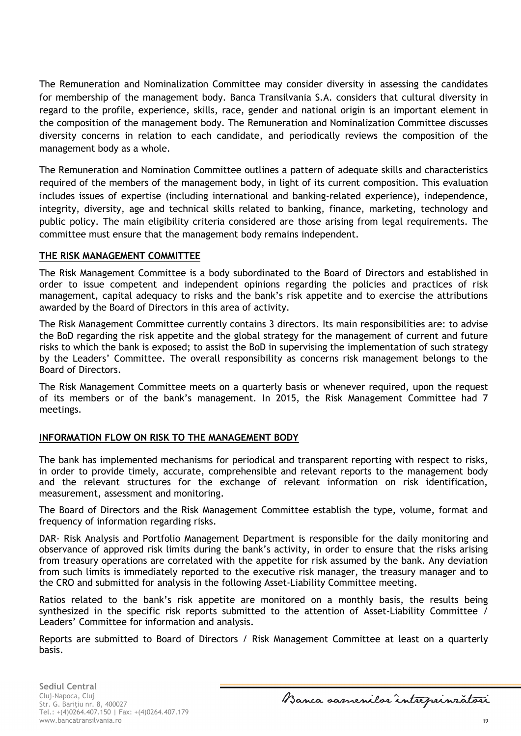The Remuneration and Nominalization Committee may consider diversity in assessing the candidates for membership of the management body. Banca Transilvania S.A. considers that cultural diversity in regard to the profile, experience, skills, race, gender and national origin is an important element in the composition of the management body. The Remuneration and Nominalization Committee discusses diversity concerns in relation to each candidate, and periodically reviews the composition of the management body as a whole.

The Remuneration and Nomination Committee outlines a pattern of adequate skills and characteristics required of the members of the management body, in light of its current composition. This evaluation includes issues of expertise (including international and banking-related experience), independence, integrity, diversity, age and technical skills related to banking, finance, marketing, technology and public policy. The main eligibility criteria considered are those arising from legal requirements. The committee must ensure that the management body remains independent.

## THE RISK MANAGEMENT COMMITTEE

The Risk Management Committee is a body subordinated to the Board of Directors and established in order to issue competent and independent opinions regarding the policies and practices of risk management, capital adequacy to risks and the bank's risk appetite and to exercise the attributions awarded by the Board of Directors in this area of activity.

The Risk Management Committee currently contains 3 directors. Its main responsibilities are: to advise the BoD regarding the risk appetite and the global strategy for the management of current and future risks to which the bank is exposed; to assist the BoD in supervising the implementation of such strategy by the Leaders' Committee. The overall responsibility as concerns risk management belongs to the Board of Directors.

The Risk Management Committee meets on a quarterly basis or whenever required, upon the request of its members or of the bank's management. In 2015, the Risk Management Committee had 7 meetings.

## INFORMATION FLOW ON RISK TO THE MANAGEMENT BODY

The bank has implemented mechanisms for periodical and transparent reporting with respect to risks, in order to provide timely, accurate, comprehensible and relevant reports to the management body and the relevant structures for the exchange of relevant information on risk identification, measurement, assessment and monitoring.

The Board of Directors and the Risk Management Committee establish the type, volume, format and frequency of information regarding risks.

DAR- Risk Analysis and Portfolio Management Department is responsible for the daily monitoring and observance of approved risk limits during the bank's activity, in order to ensure that the risks arising from treasury operations are correlated with the appetite for risk assumed by the bank. Any deviation from such limits is immediately reported to the executive risk manager, the treasury manager and to the CRO and submitted for analysis in the following Asset-Liability Committee meeting.

Ratios related to the bank's risk appetite are monitored on a monthly basis, the results being synthesized in the specific risk reports submitted to the attention of Asset-Liability Committee / Leaders' Committee for information and analysis.

Reports are submitted to Board of Directors / Risk Management Committee at least on a quarterly basis.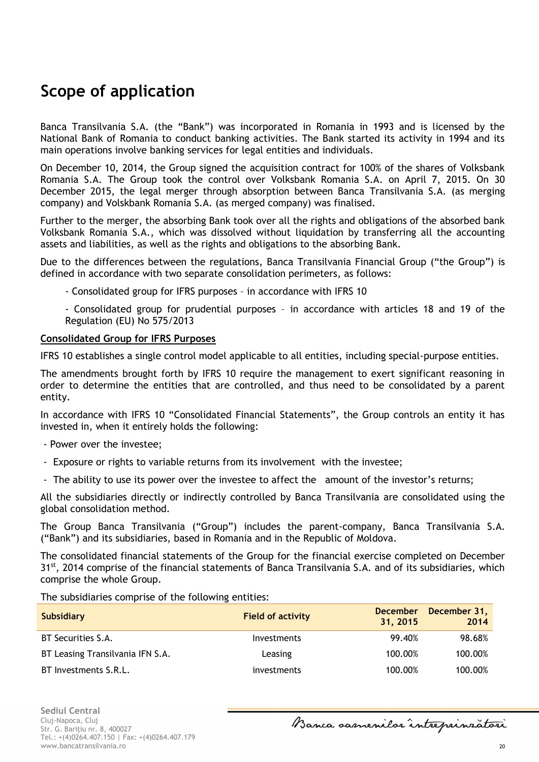# Scope of application

Banca Transilvania S.A. (the “Bank”) was incorporated in Romania in 1993 and is licensed by the National Bank of Romania to conduct banking activities. The Bank started its activity in 1994 and its main operations involve banking services for legal entities and individuals.

On December 10, 2014, the Group signed the acquisition contract for 100% of the shares of Volksbank Romania S.A. The Group took the control over Volksbank Romania S.A. on April 7, 2015. On 30 December 2015, the legal merger through absorption between Banca Transilvania S.A. (as merging company) and Volskbank Romania S.A. (as merged company) was finalised.

Further to the merger, the absorbing Bank took over all the rights and obligations of the absorbed bank Volksbank Romania S.A., which was dissolved without liquidation by transferring all the accounting assets and liabilities, as well as the rights and obligations to the absorbing Bank.

Due to the differences between the regulations, Banca Transilvania Financial Group (“the Group”) is defined in accordance with two separate consolidation perimeters, as follows:

- Consolidated group for IFRS purposes – in accordance with IFRS 10
- Consolidated group for prudential purposes – in accordance with articles 18 and 19 of the Regulation (EU) No 575/2013

**Consolidated Group for IFRS Purposes**

IFRS 10 establishes a single control model applicable to all entities, including special-purpose entities.

The amendments brought forth by IFRS 10 require the management to exert significant reasoning in order to determine the entities that are controlled, and thus need to be consolidated by a parent entity.

In accordance with IFRS 10 “Consolidated Financial Statements”, the Group controls an entity it has invested in, when it entirely holds the following:

- Power over the investee;
- Exposure or rights to variable returns from its involvement with the investee;
- The ability to use its power over the investee to affect the amount of the investor’s returns;

All the subsidiaries directly or indirectly controlled by Banca Transilvania are consolidated using the global consolidation method.

The Group Banca Transilvania (“Group”) includes the parent-company, Banca Transilvania S.A. (“Bank”) and its subsidiaries, based in Romania and in the Republic of Moldova.

The consolidated financial statements of the Group for the financial exercise completed on December 31st, 2014 comprise of the financial statements of Banca Transilvania S.A. and of its subsidiaries, which comprise the whole Group.

The subsidiaries comprise of the following entities:

| Subsidiary | Field of activity | December 31, 2015 | December 31, 2014 |
|---|---|---|---|
| BT Securities S.A. | Investments | 99.40% | 98.68% |
| BT Leasing Transilvania IFN S.A. | Leasing | 100.00% | 100.00% |
| BT Investments S.R.L. | investments | 100.00% | 100.00% |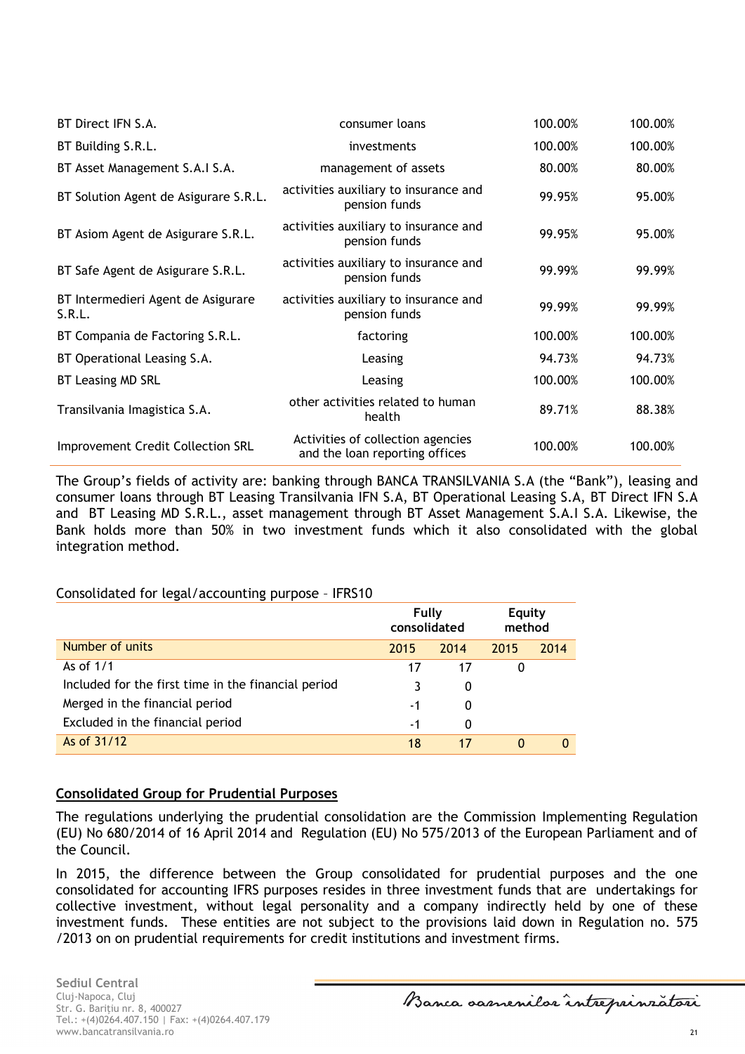| | | | |
|---|---|---|---|
| BT Direct IFN S.A. | consumer loans | 100.00% | 100.00% |
| BT Building S.R.L. | investments | 100.00% | 100.00% |
| BT Asset Management S.A.I S.A. | management of assets | 80.00% | 80.00% |
| BT Solution Agent de Asigurare S.R.L. | activities auxiliary to insurance and pension funds | 99.95% | 95.00% |
| BT Asiom Agent de Asigurare S.R.L. | activities auxiliary to insurance and pension funds | 99.95% | 95.00% |
| BT Safe Agent de Asigurare S.R.L. | activities auxiliary to insurance and pension funds | 99.99% | 99.99% |
| BT Intermedieri Agent de Asigurare S.R.L. | activities auxiliary to insurance and pension funds | 99.99% | 99.99% |
| BT Compania de Factoring S.R.L. | factoring | 100.00% | 100.00% |
| BT Operational Leasing S.A. | Leasing | 94.73% | 94.73% |
| BT Leasing MD SRL | Leasing | 100.00% | 100.00% |
| Transilvania Imagistica S.A. | other activities related to human health | 89.71% | 88.38% |
| Improvement Credit Collection SRL | Activities of collection agencies and the loan reporting offices | 100.00% | 100.00% |

The Group's fields of activity are: banking through BANCA TRANSILVANIA S.A (the "Bank"), leasing and consumer loans through BT Leasing Transilvania IFN S.A, BT Operational Leasing S.A, BT Direct IFN S.A and BT Leasing MD S.R.L., asset management through BT Asset Management S.A.I S.A. Likewise, the Bank holds more than 50% in two investment funds which it also consolidated with the global integration method.

Consolidated for legal/accounting purpose – IFRS10

| | Fully consolidated | | Equity method | |
|---|---|---|---|---|
| Number of units | 2015 | 2014 | 2015 | 2014 |
| As of 1/1 | 17 | 17 | 0 | |
| Included for the first time in the financial period | 3 | 0 | | |
| Merged in the financial period | -1 | 0 | | |
| Excluded in the financial period | -1 | 0 | | |
| As of 31/12 | 18 | 17 | 0 | 0 |

**Consolidated Group for Prudential Purposes**

The regulations underlying the prudential consolidation are the Commission Implementing Regulation (EU) No 680/2014 of 16 April 2014 and Regulation (EU) No 575/2013 of the European Parliament and of the Council.

In 2015, the difference between the Group consolidated for prudential purposes and the one consolidated for accounting IFRS purposes resides in three investment funds that are undertakings for collective investment, without legal personality and a company indirectly held by one of these investment funds. These entities are not subject to the provisions laid down in Regulation no. 575 /2013 on on prudential requirements for credit institutions and investment firms.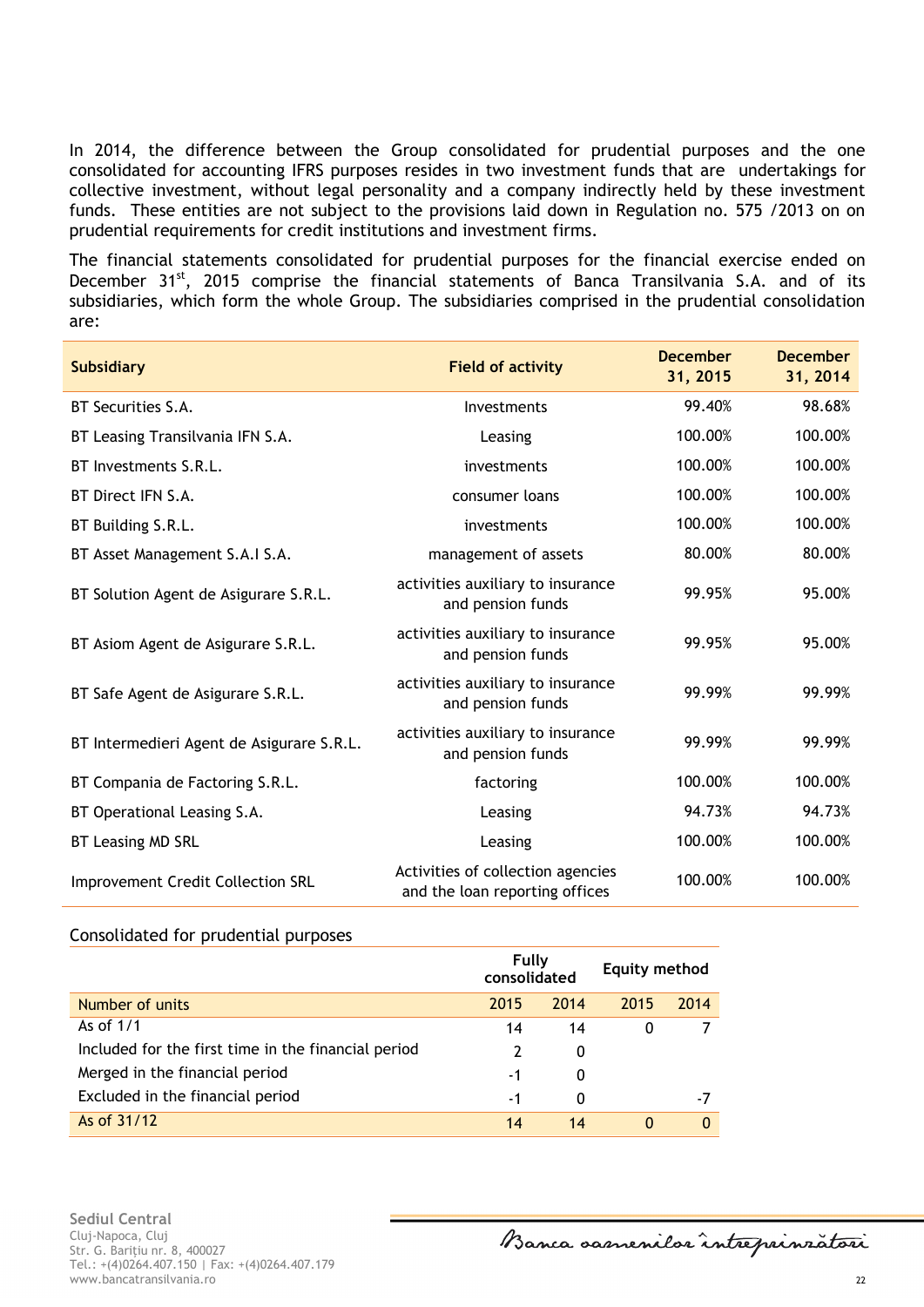In 2014, the difference between the Group consolidated for prudential purposes and the one consolidated for accounting IFRS purposes resides in two investment funds that are undertakings for collective investment, without legal personality and a company indirectly held by these investment funds. These entities are not subject to the provisions laid down in Regulation no. 575 /2013 on on prudential requirements for credit institutions and investment firms.

The financial statements consolidated for prudential purposes for the financial exercise ended on December 31[st], 2015 comprise the financial statements of Banca Transilvania S.A. and of its subsidiaries, which form the whole Group. The subsidiaries comprised in the prudential consolidation are:

| **Subsidiary** | **Field of activity** | **December 31, 2015** | **December 31, 2014** |
|---|---|---|---|
| BT Securities S.A. | Investments | 99.40% | 98.68% |
| BT Leasing Transilvania IFN S.A. | Leasing | 100.00% | 100.00% |
| BT Investments S.R.L. | investments | 100.00% | 100.00% |
| BT Direct IFN S.A. | consumer loans | 100.00% | 100.00% |
| BT Building S.R.L. | investments | 100.00% | 100.00% |
| BT Asset Management S.A.I S.A. | management of assets | 80.00% | 80.00% |
| BT Solution Agent de Asigurare S.R.L. | activities auxiliary to insurance and pension funds | 99.95% | 95.00% |
| BT Asiom Agent de Asigurare S.R.L. | activities auxiliary to insurance and pension funds | 99.95% | 95.00% |
| BT Safe Agent de Asigurare S.R.L. | activities auxiliary to insurance and pension funds | 99.99% | 99.99% |
| BT Intermedieri Agent de Asigurare S.R.L. | activities auxiliary to insurance and pension funds | 99.99% | 99.99% |
| BT Compania de Factoring S.R.L. | factoring | 100.00% | 100.00% |
| BT Operational Leasing S.A. | Leasing | 94.73% | 94.73% |
| BT Leasing MD SRL | Leasing | 100.00% | 100.00% |
| Improvement Credit Collection SRL | Activities of collection agencies and the loan reporting offices | 100.00% | 100.00% |

Consolidated for prudential purposes

| | **Fully consolidated** | | **Equity method** | |
|---|---|---|---|---|
| Number of units | 2015 | 2014 | 2015 | 2014 |
| As of 1/1 | 14 | 14 | 0 | 7 |
| Included for the first time in the financial period | 2 | 0 | | |
| Merged in the financial period | -1 | 0 | | |
| Excluded in the financial period | -1 | 0 | | -7 |
| As of 31/12 | 14 | 14 | 0 | 0 |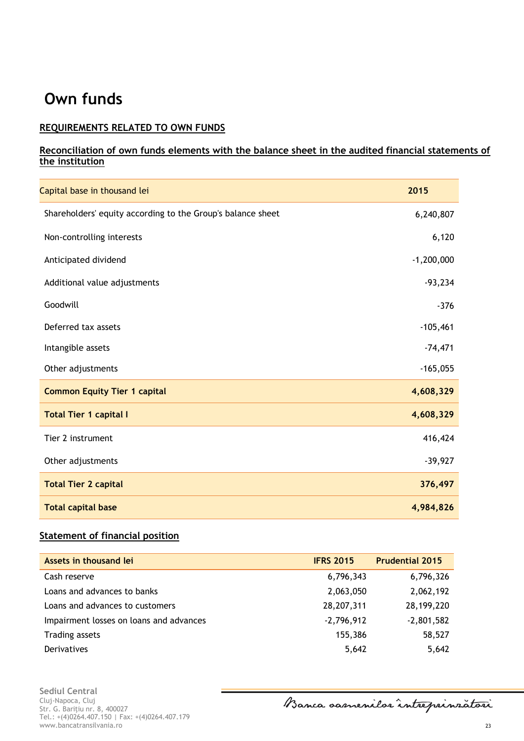# Own funds

**REQUIREMENTS RELATED TO OWN FUNDS**

**Reconciliation of own funds elements with the balance sheet in the audited financial statements of the institution**

| Capital base in thousand lei | 2015 |
|---|---|
| Shareholders' equity according to the Group's balance sheet | 6,240,807 |
| Non-controlling interests | 6,120 |
| Anticipated dividend | -1,200,000 |
| Additional value adjustments | -93,234 |
| Goodwill | -376 |
| Deferred tax assets | -105,461 |
| Intangible assets | -74,471 |
| Other adjustments | -165,055 |
| **Common Equity Tier 1 capital** | **4,608,329** |
| **Total Tier 1 capital I** | **4,608,329** |
| Tier 2 instrument | 416,424 |
| Other adjustments | -39,927 |
| **Total Tier 2 capital** | **376,497** |
| **Total capital base** | **4,984,826** |

**Statement of financial position**

| Assets in thousand lei | IFRS 2015 | Prudential 2015 |
|---|---|---|
| Cash reserve | 6,796,343 | 6,796,326 |
| Loans and advances to banks | 2,063,050 | 2,062,192 |
| Loans and advances to customers | 28,207,311 | 28,199,220 |
| Impairment losses on loans and advances | -2,796,912 | -2,801,582 |
| Trading assets | 155,386 | 58,527 |
| Derivatives | 5,642 | 5,642 |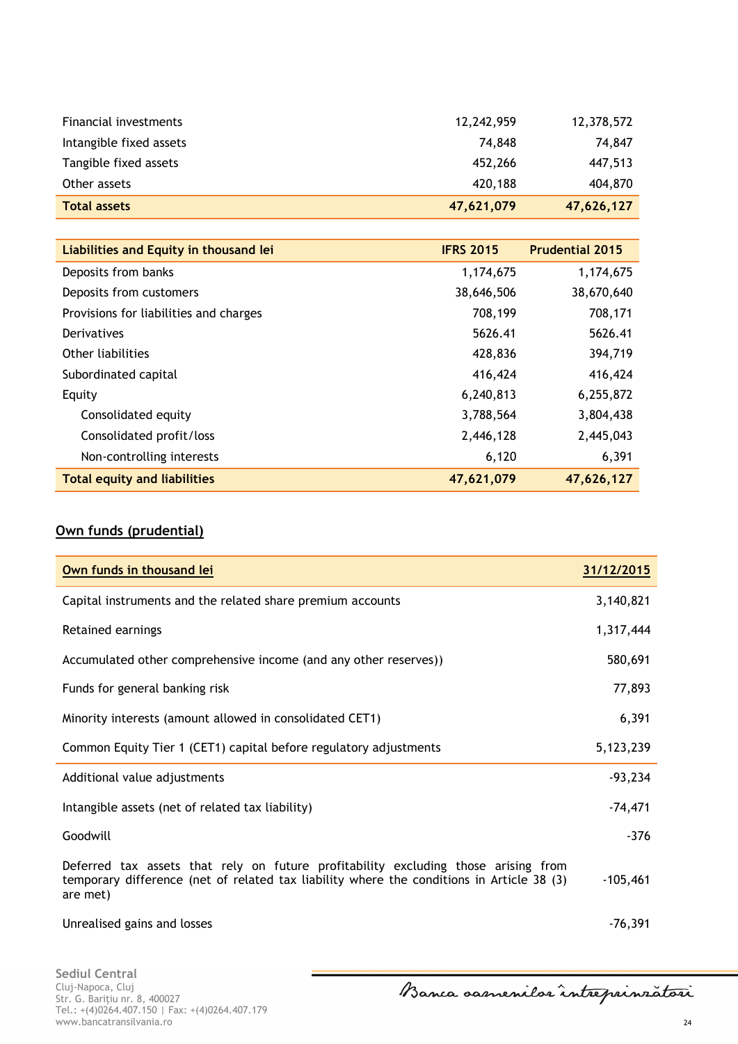| | | |
|---|---|---|
| Financial investments | 12,242,959 | 12,378,572 |
| Intangible fixed assets | 74,848 | 74,847 |
| Tangible fixed assets | 452,266 | 447,513 |
| Other assets | 420,188 | 404,870 |
| **Total assets** | **47,621,079** | **47,626,127** |

| Liabilities and Equity in thousand lei | IFRS 2015 | Prudential 2015 |
|---|---|---|
| Deposits from banks | 1,174,675 | 1,174,675 |
| Deposits from customers | 38,646,506 | 38,670,640 |
| Provisions for liabilities and charges | 708,199 | 708,171 |
| Derivatives | 5626.41 | 5626.41 |
| Other liabilities | 428,836 | 394,719 |
| Subordinated capital | 416,424 | 416,424 |
| Equity | 6,240,813 | 6,255,872 |
| Consolidated equity | 3,788,564 | 3,804,438 |
| Consolidated profit/loss | 2,446,128 | 2,445,043 |
| Non-controlling interests | 6,120 | 6,391 |
| **Total equity and liabilities** | **47,621,079** | **47,626,127** |

## Own funds (prudential)

| Own funds in thousand lei | 31/12/2015 |
|---|---|
| Capital instruments and the related share premium accounts | 3,140,821 |
| Retained earnings | 1,317,444 |
| Accumulated other comprehensive income (and any other reserves)) | 580,691 |
| Funds for general banking risk | 77,893 |
| Minority interests (amount allowed in consolidated CET1) | 6,391 |
| Common Equity Tier 1 (CET1) capital before regulatory adjustments | 5,123,239 |
| Additional value adjustments | -93,234 |
| Intangible assets (net of related tax liability) | -74,471 |
| Goodwill | -376 |
| Deferred tax assets that rely on future profitability excluding those arising from temporary difference (net of related tax liability where the conditions in Article 38 (3) are met) | -105,461 |
| Unrealised gains and losses | -76,391 |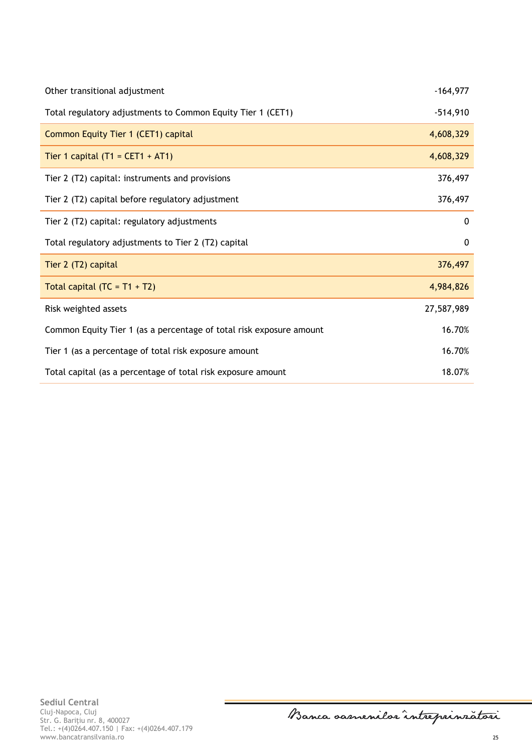| | |
|---|---|
| Other transitional adjustment | -164,977 |
| Total regulatory adjustments to Common Equity Tier 1 (CET1) | -514,910 |
| Common Equity Tier 1 (CET1) capital | 4,608,329 |
| Tier 1 capital (T1 = CET1 + AT1) | 4,608,329 |
| Tier 2 (T2) capital: instruments and provisions | 376,497 |
| Tier 2 (T2) capital before regulatory adjustment | 376,497 |
| Tier 2 (T2) capital: regulatory adjustments | 0 |
| Total regulatory adjustments to Tier 2 (T2) capital | 0 |
| Tier 2 (T2) capital | 376,497 |
| Total capital (TC = T1 + T2) | 4,984,826 |
| Risk weighted assets | 27,587,989 |
| Common Equity Tier 1 (as a percentage of total risk exposure amount | 16.70% |
| Tier 1 (as a percentage of total risk exposure amount | 16.70% |
| Total capital (as a percentage of total risk exposure amount | 18.07% |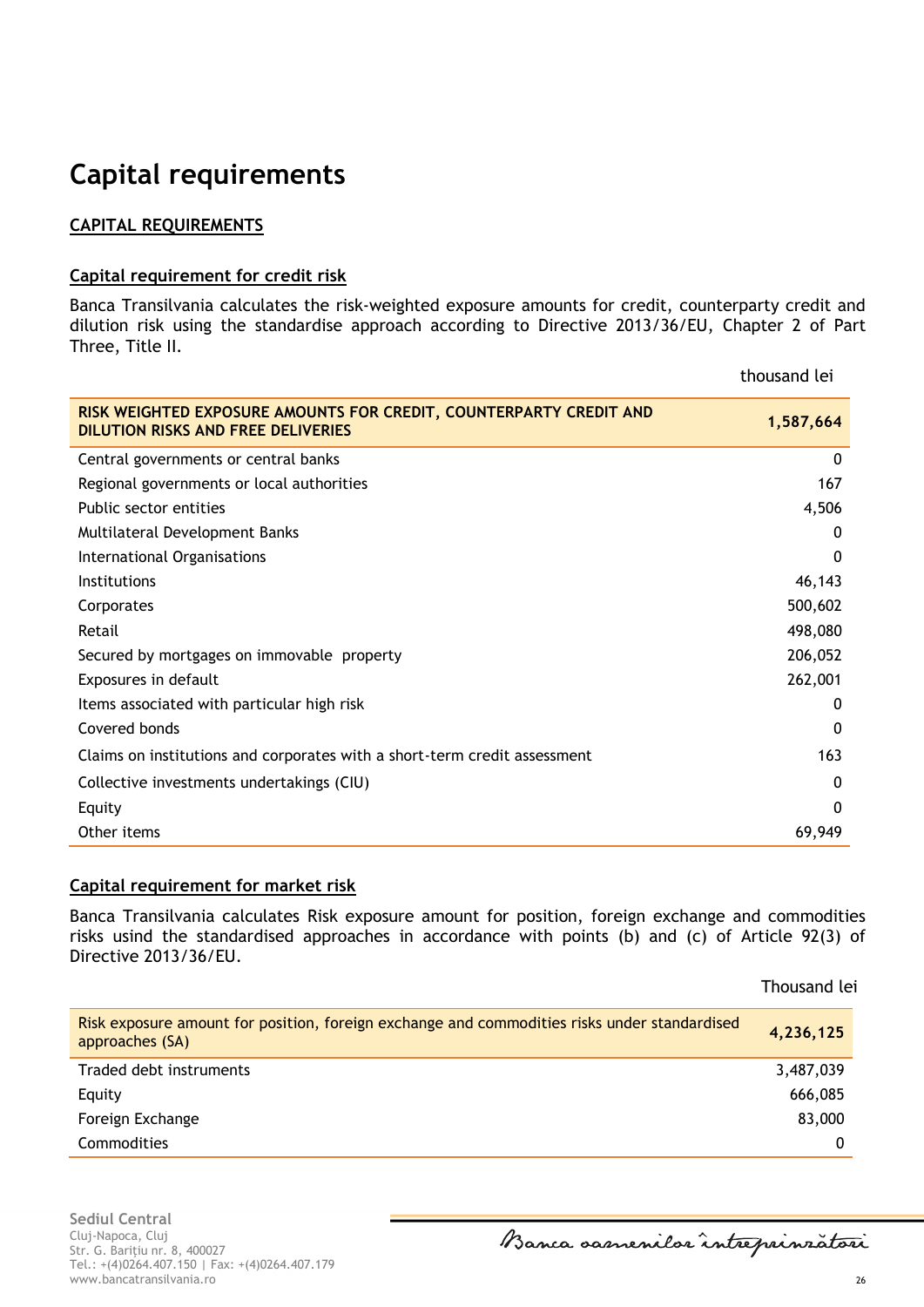# Capital requirements

## CAPITAL REQUIREMENTS

### Capital requirement for credit risk

Banca Transilvania calculates the risk-weighted exposure amounts for credit, counterparty credit and dilution risk using the standardise approach according to Directive 2013/36/EU, Chapter 2 of Part Three, Title II.

thousand lei

| **RISK WEIGHTED EXPOSURE AMOUNTS FOR CREDIT, COUNTERPARTY CREDIT AND DILUTION RISKS AND FREE DELIVERIES** | **1,587,664** |
|---|---|
| Central governments or central banks | 0 |
| Regional governments or local authorities | 167 |
| Public sector entities | 4,506 |
| Multilateral Development Banks | 0 |
| International Organisations | 0 |
| Institutions | 46,143 |
| Corporates | 500,602 |
| Retail | 498,080 |
| Secured by mortgages on immovable property | 206,052 |
| Exposures in default | 262,001 |
| Items associated with particular high risk | 0 |
| Covered bonds | 0 |
| Claims on institutions and corporates with a short-term credit assessment | 163 |
| Collective investments undertakings (CIU) | 0 |
| Equity | 0 |
| Other items | 69,949 |

### Capital requirement for market risk

Banca Transilvania calculates Risk exposure amount for position, foreign exchange and commodities risks usind the standardised approaches in accordance with points (b) and (c) of Article 92(3) of Directive 2013/36/EU.

Thousand lei

| Risk exposure amount for position, foreign exchange and commodities risks under standardised approaches (SA) | **4,236,125** |
|---|---|
| Traded debt instruments | 3,487,039 |
| Equity | 666,085 |
| Foreign Exchange | 83,000 |
| Commodities | 0 |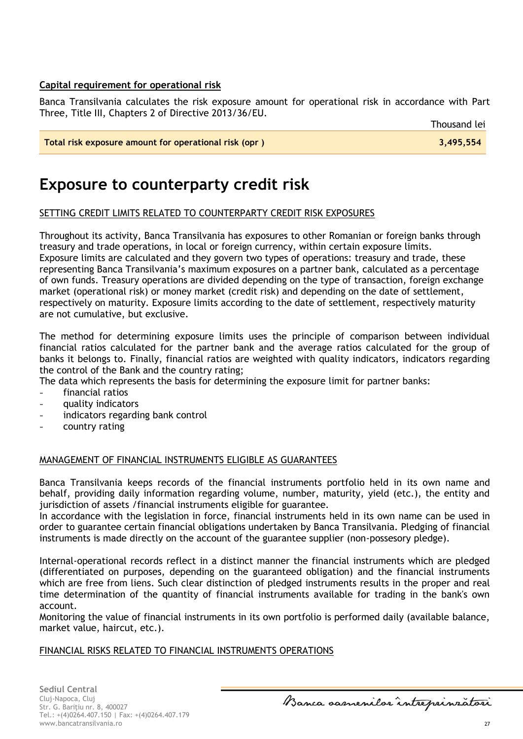**Capital requirement for operational risk**

Banca Transilvania calculates the risk exposure amount for operational risk in accordance with Part Three, Title III, Chapters 2 of Directive 2013/36/EU.

| | Thousand lei |
|---|---|
| **Total risk exposure amount for operational risk (opr )** | **3,495,554** |

# Exposure to counterparty credit risk

SETTING CREDIT LIMITS RELATED TO COUNTERPARTY CREDIT RISK EXPOSURES

Throughout its activity, Banca Transilvania has exposures to other Romanian or foreign banks through treasury and trade operations, in local or foreign currency, within certain exposure limits.
Exposure limits are calculated and they govern two types of operations: treasury and trade, these representing Banca Transilvania's maximum exposures on a partner bank, calculated as a percentage of own funds. Treasury operations are divided depending on the type of transaction, foreign exchange market (operational risk) or money market (credit risk) and depending on the date of settlement, respectively on maturity. Exposure limits according to the date of settlement, respectively maturity are not cumulative, but exclusive.

The method for determining exposure limits uses the principle of comparison between individual financial ratios calculated for the partner bank and the average ratios calculated for the group of banks it belongs to. Finally, financial ratios are weighted with quality indicators, indicators regarding the control of the Bank and the country rating;
The data which represents the basis for determining the exposure limit for partner banks:

- financial ratios
- quality indicators
- indicators regarding bank control
- country rating

MANAGEMENT OF FINANCIAL INSTRUMENTS ELIGIBLE AS GUARANTEES

Banca Transilvania keeps records of the financial instruments portfolio held in its own name and behalf, providing daily information regarding volume, number, maturity, yield (etc.), the entity and jurisdiction of assets /financial instruments eligible for guarantee.
In accordance with the legislation in force, financial instruments held in its own name can be used in order to guarantee certain financial obligations undertaken by Banca Transilvania. Pledging of financial instruments is made directly on the account of the guarantee supplier (non-possesory pledge).

Internal-operational records reflect in a distinct manner the financial instruments which are pledged (differentiated on purposes, depending on the guaranteed obligation) and the financial instruments which are free from liens. Such clear distinction of pledged instruments results in the proper and real time determination of the quantity of financial instruments available for trading in the bank's own account.
Monitoring the value of financial instruments in its own portfolio is performed daily (available balance, market value, haircut, etc.).

FINANCIAL RISKS RELATED TO FINANCIAL INSTRUMENTS OPERATIONS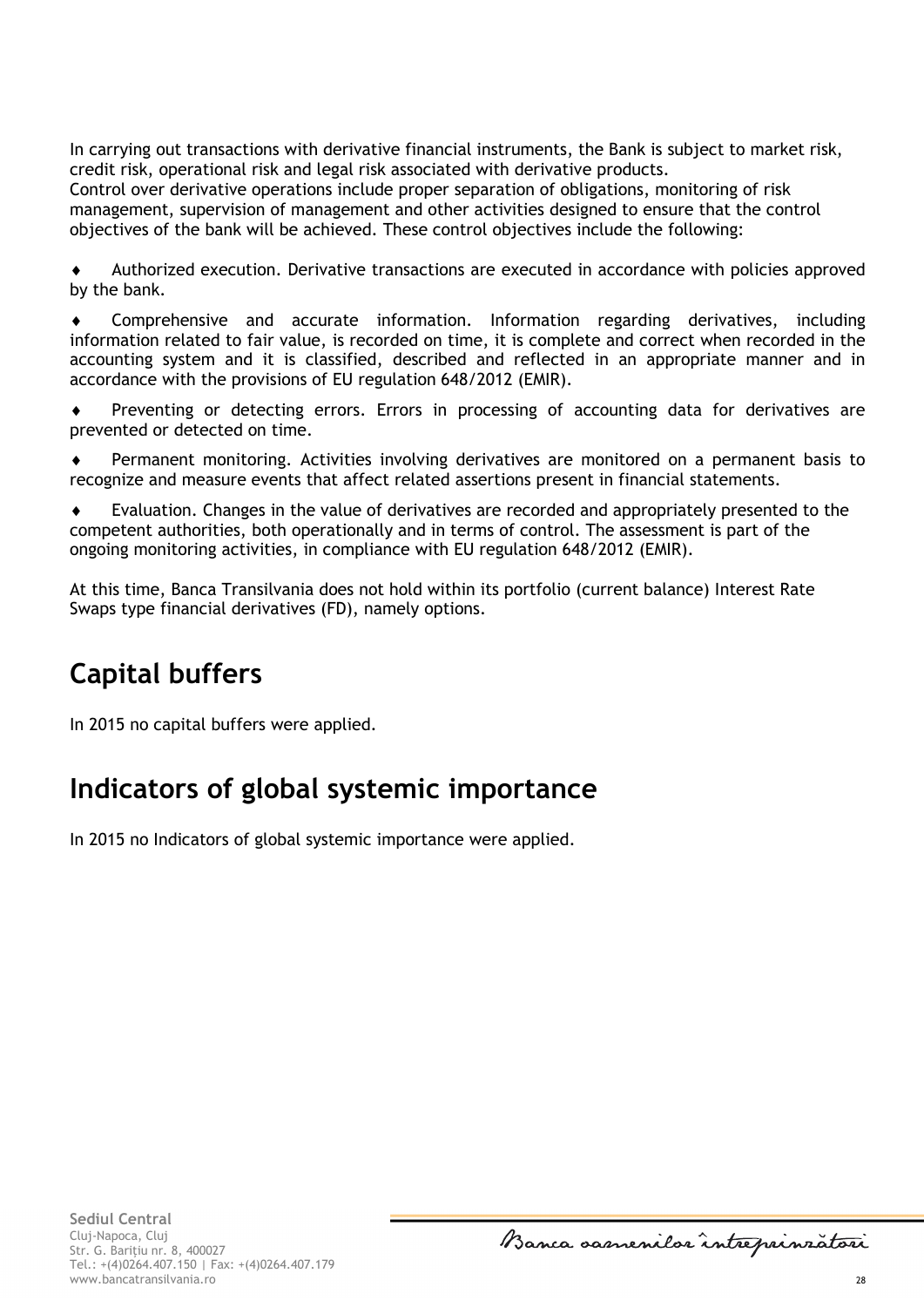In carrying out transactions with derivative financial instruments, the Bank is subject to market risk, credit risk, operational risk and legal risk associated with derivative products.
Control over derivative operations include proper separation of obligations, monitoring of risk management, supervision of management and other activities designed to ensure that the control objectives of the bank will be achieved. These control objectives include the following:

- Authorized execution. Derivative transactions are executed in accordance with policies approved by the bank.
- Comprehensive and accurate information. Information regarding derivatives, including information related to fair value, is recorded on time, it is complete and correct when recorded in the accounting system and it is classified, described and reflected in an appropriate manner and in accordance with the provisions of EU regulation 648/2012 (EMIR).
- Preventing or detecting errors. Errors in processing of accounting data for derivatives are prevented or detected on time.
- Permanent monitoring. Activities involving derivatives are monitored on a permanent basis to recognize and measure events that affect related assertions present in financial statements.
- Evaluation. Changes in the value of derivatives are recorded and appropriately presented to the competent authorities, both operationally and in terms of control. The assessment is part of the ongoing monitoring activities, in compliance with EU regulation 648/2012 (EMIR).

At this time, Banca Transilvania does not hold within its portfolio (current balance) Interest Rate Swaps type financial derivatives (FD), namely options.

# Capital buffers

In 2015 no capital buffers were applied.

# Indicators of global systemic importance

In 2015 no Indicators of global systemic importance were applied.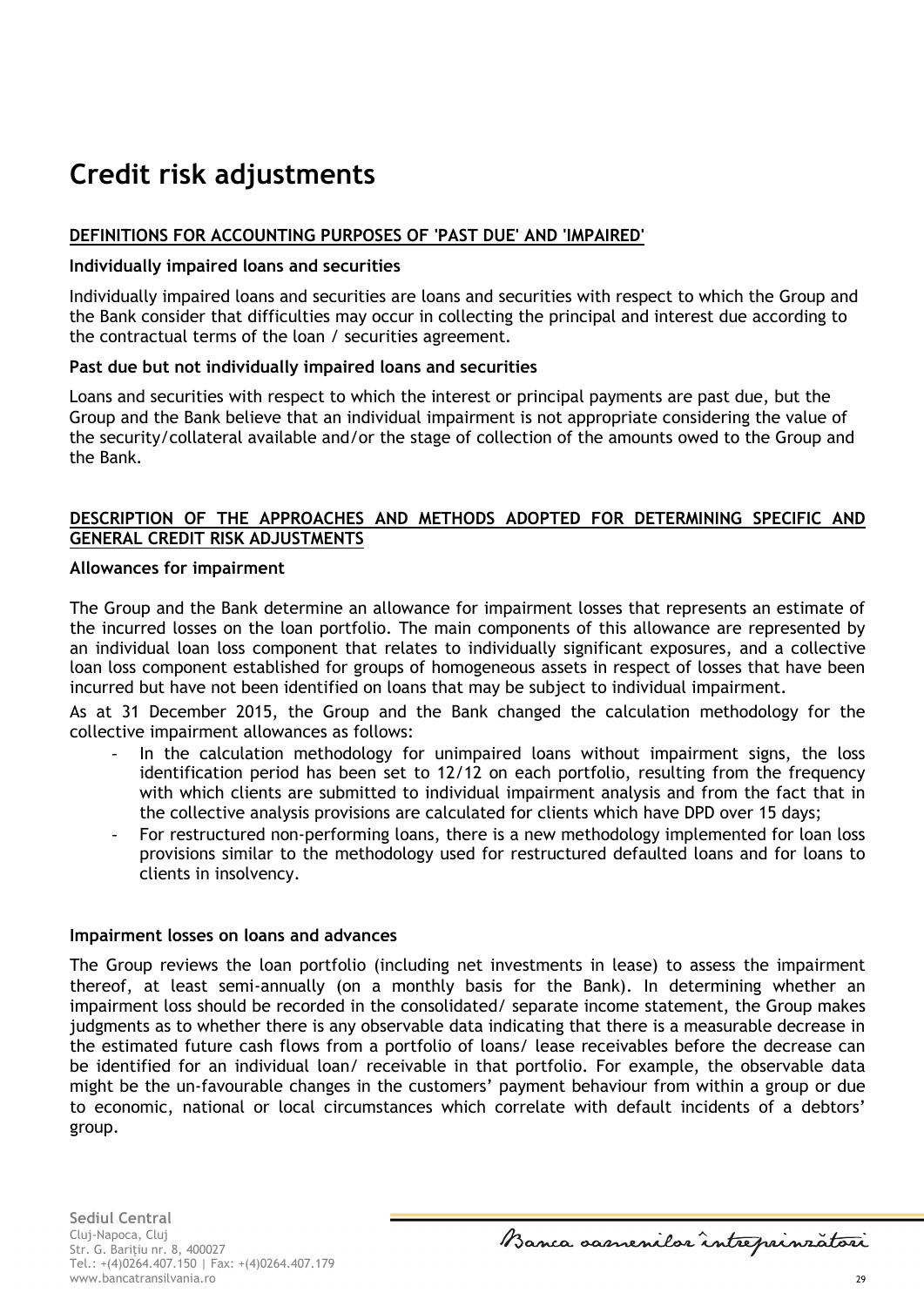# Credit risk adjustments

**DEFINITIONS FOR ACCOUNTING PURPOSES OF 'PAST DUE' AND 'IMPAIRED'**

### Individually impaired loans and securities

Individually impaired loans and securities are loans and securities with respect to which the Group and the Bank consider that difficulties may occur in collecting the principal and interest due according to the contractual terms of the loan / securities agreement.

### Past due but not individually impaired loans and securities

Loans and securities with respect to which the interest or principal payments are past due, but the Group and the Bank believe that an individual impairment is not appropriate considering the value of the security/collateral available and/or the stage of collection of the amounts owed to the Group and the Bank.

**DESCRIPTION OF THE APPROACHES AND METHODS ADOPTED FOR DETERMINING SPECIFIC AND GENERAL CREDIT RISK ADJUSTMENTS**

### Allowances for impairment

The Group and the Bank determine an allowance for impairment losses that represents an estimate of the incurred losses on the loan portfolio. The main components of this allowance are represented by an individual loan loss component that relates to individually significant exposures, and a collective loan loss component established for groups of homogeneous assets in respect of losses that have been incurred but have not been identified on loans that may be subject to individual impairment.

As at 31 December 2015, the Group and the Bank changed the calculation methodology for the collective impairment allowances as follows:

- In the calculation methodology for unimpaired loans without impairment signs, the loss identification period has been set to 12/12 on each portfolio, resulting from the frequency with which clients are submitted to individual impairment analysis and from the fact that in the collective analysis provisions are calculated for clients which have DPD over 15 days;
- For restructured non-performing loans, there is a new methodology implemented for loan loss provisions similar to the methodology used for restructured defaulted loans and for loans to clients in insolvency.

### Impairment losses on loans and advances

The Group reviews the loan portfolio (including net investments in lease) to assess the impairment thereof, at least semi-annually (on a monthly basis for the Bank). In determining whether an impairment loss should be recorded in the consolidated/ separate income statement, the Group makes judgments as to whether there is any observable data indicating that there is a measurable decrease in the estimated future cash flows from a portfolio of loans/ lease receivables before the decrease can be identified for an individual loan/ receivable in that portfolio. For example, the observable data might be the un-favourable changes in the customers' payment behaviour from within a group or due to economic, national or local circumstances which correlate with default incidents of a debtors' group.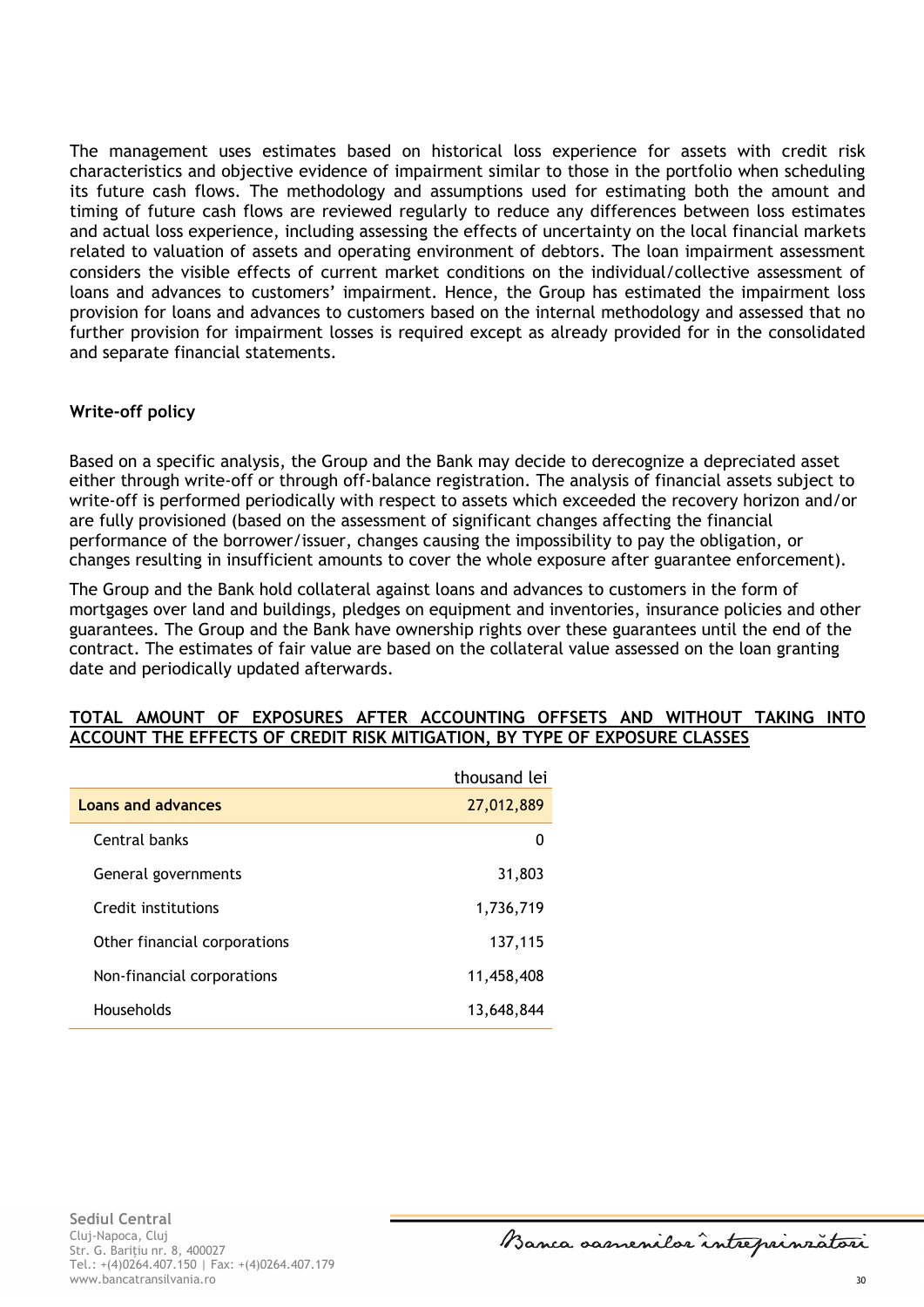The management uses estimates based on historical loss experience for assets with credit risk characteristics and objective evidence of impairment similar to those in the portfolio when scheduling its future cash flows. The methodology and assumptions used for estimating both the amount and timing of future cash flows are reviewed regularly to reduce any differences between loss estimates and actual loss experience, including assessing the effects of uncertainty on the local financial markets related to valuation of assets and operating environment of debtors. The loan impairment assessment considers the visible effects of current market conditions on the individual/collective assessment of loans and advances to customers' impairment. Hence, the Group has estimated the impairment loss provision for loans and advances to customers based on the internal methodology and assessed that no further provision for impairment losses is required except as already provided for in the consolidated and separate financial statements.

**Write-off policy**

Based on a specific analysis, the Group and the Bank may decide to derecognize a depreciated asset either through write-off or through off-balance registration. The analysis of financial assets subject to write-off is performed periodically with respect to assets which exceeded the recovery horizon and/or are fully provisioned (based on the assessment of significant changes affecting the financial performance of the borrower/issuer, changes causing the impossibility to pay the obligation, or changes resulting in insufficient amounts to cover the whole exposure after guarantee enforcement).

The Group and the Bank hold collateral against loans and advances to customers in the form of mortgages over land and buildings, pledges on equipment and inventories, insurance policies and other guarantees. The Group and the Bank have ownership rights over these guarantees until the end of the contract. The estimates of fair value are based on the collateral value assessed on the loan granting date and periodically updated afterwards.

**TOTAL AMOUNT OF EXPOSURES AFTER ACCOUNTING OFFSETS AND WITHOUT TAKING INTO ACCOUNT THE EFFECTS OF CREDIT RISK MITIGATION, BY TYPE OF EXPOSURE CLASSES**

| | thousand lei |
|---|---|
| **Loans and advances** | 27,012,889 |
| Central banks | 0 |
| General governments | 31,803 |
| Credit institutions | 1,736,719 |
| Other financial corporations | 137,115 |
| Non-financial corporations | 11,458,408 |
| Households | 13,648,844 |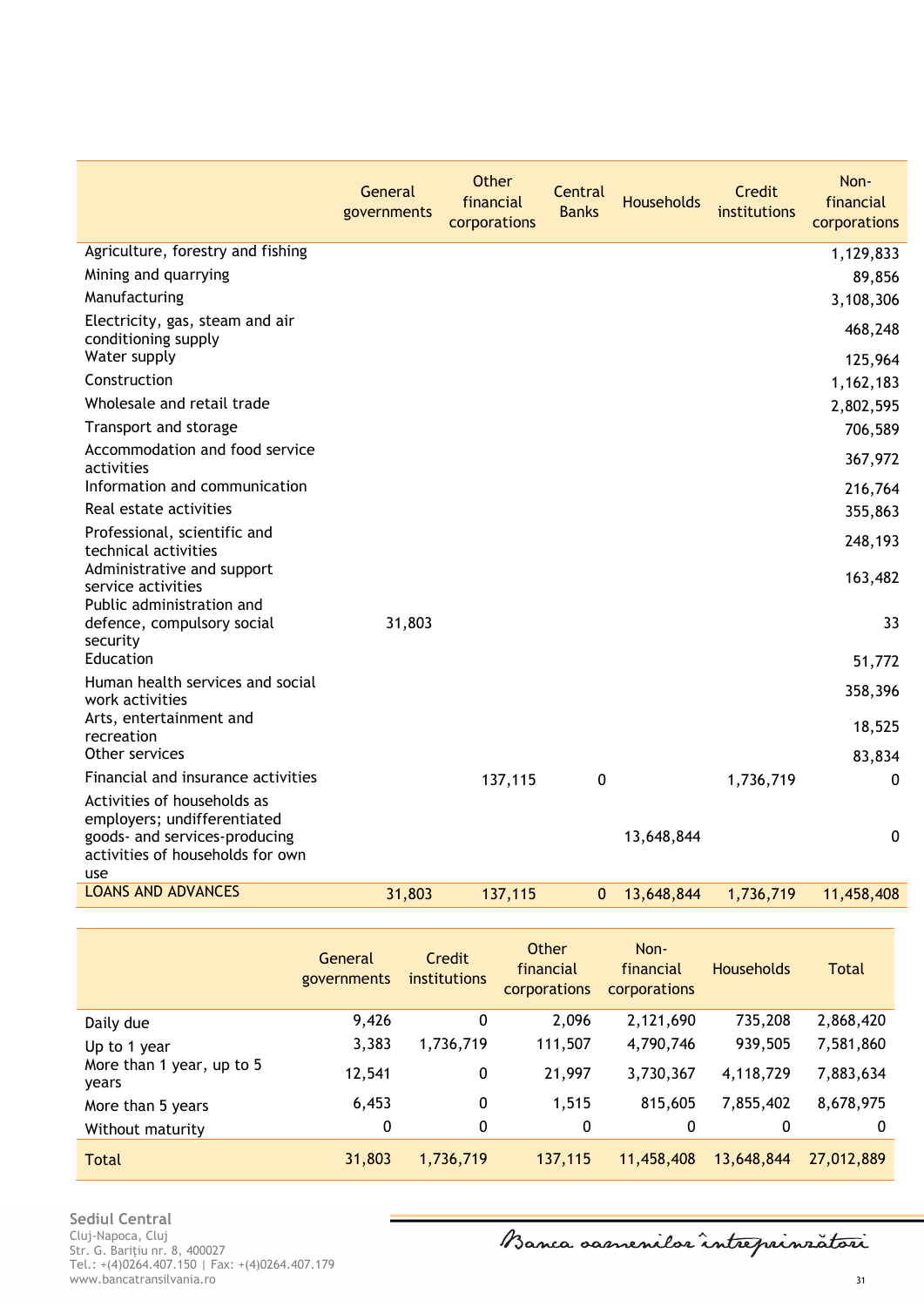| | General governments | Other financial corporations | Central Banks | Households | Credit institutions | Non-financial corporations |
|---|---|---|---|---|---|---|
| Agriculture, forestry and fishing | | | | | | 1,129,833 |
| Mining and quarrying | | | | | | 89,856 |
| Manufacturing | | | | | | 3,108,306 |
| Electricity, gas, steam and air conditioning supply | | | | | | 468,248 |
| Water supply | | | | | | 125,964 |
| Construction | | | | | | 1,162,183 |
| Wholesale and retail trade | | | | | | 2,802,595 |
| Transport and storage | | | | | | 706,589 |
| Accommodation and food service activities | | | | | | 367,972 |
| Information and communication | | | | | | 216,764 |
| Real estate activities | | | | | | 355,863 |
| Professional, scientific and technical activities | | | | | | 248,193 |
| Administrative and support service activities | | | | | | 163,482 |
| Public administration and defence, compulsory social security | 31,803 | | | | | 33 |
| Education | | | | | | 51,772 |
| Human health services and social work activities | | | | | | 358,396 |
| Arts, entertainment and recreation | | | | | | 18,525 |
| Other services | | | | | | 83,834 |
| Financial and insurance activities | | 137,115 | 0 | | 1,736,719 | 0 |
| Activities of households as employers; undifferentiated goods- and services-producing activities of households for own use | | | | 13,648,844 | | 0 |
| LOANS AND ADVANCES | 31,803 | 137,115 | 0 | 13,648,844 | 1,736,719 | 11,458,408 |

| | General governments | Credit institutions | Other financial corporations | Non-financial corporations | Households | Total |
|---|---|---|---|---|---|---|
| Daily due | 9,426 | 0 | 2,096 | 2,121,690 | 735,208 | 2,868,420 |
| Up to 1 year | 3,383 | 1,736,719 | 111,507 | 4,790,746 | 939,505 | 7,581,860 |
| More than 1 year, up to 5 years | 12,541 | 0 | 21,997 | 3,730,367 | 4,118,729 | 7,883,634 |
| More than 5 years | 6,453 | 0 | 1,515 | 815,605 | 7,855,402 | 8,678,975 |
| Without maturity | 0 | 0 | 0 | 0 | 0 | 0 |
| Total | 31,803 | 1,736,719 | 137,115 | 11,458,408 | 13,648,844 | 27,012,889 |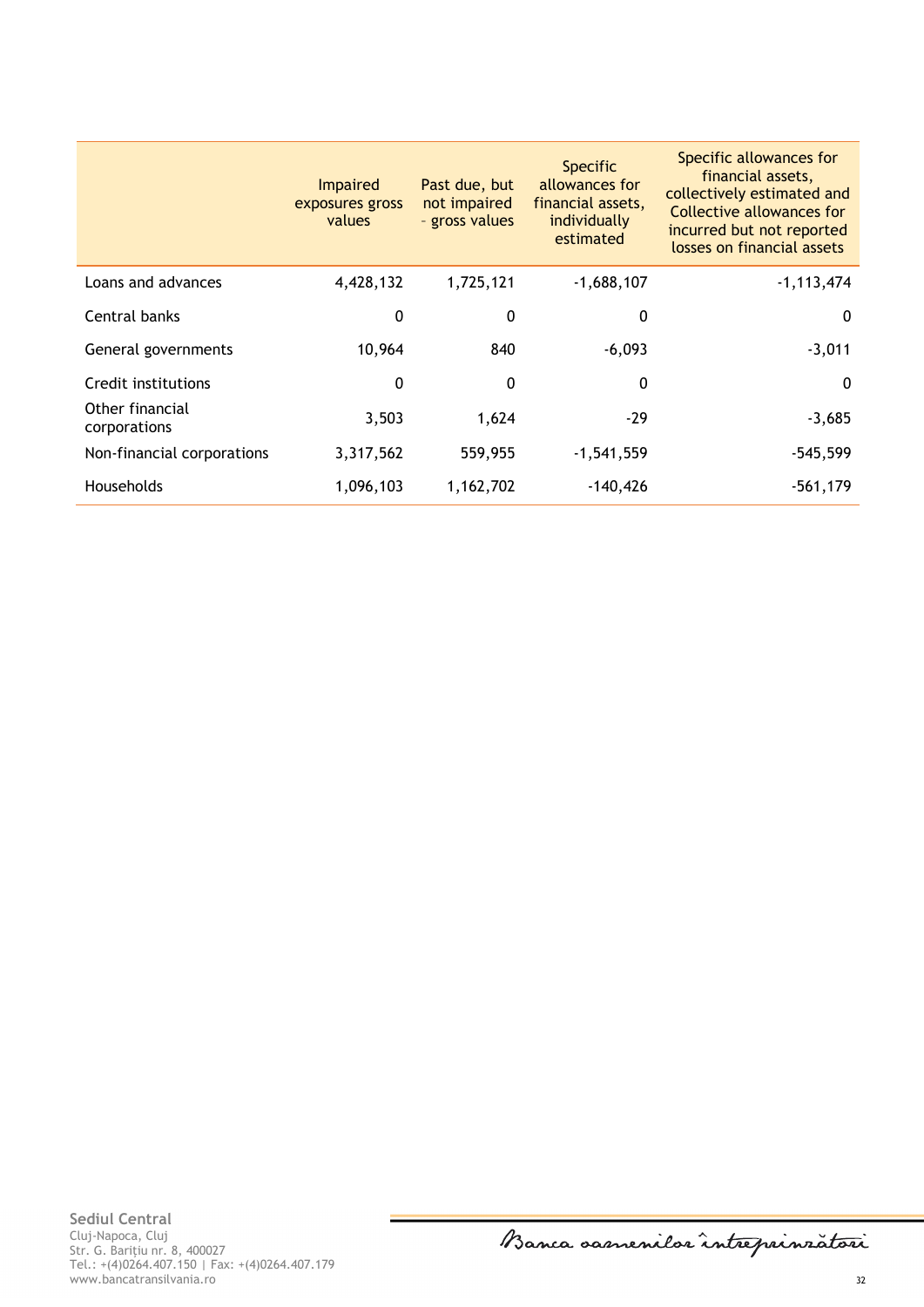| | Impaired exposures gross values | Past due, but not impaired - gross values | Specific allowances for financial assets, individually estimated | Specific allowances for financial assets, collectively estimated and Collective allowances for incurred but not reported losses on financial assets |
|---|---|---|---|---|
| Loans and advances | 4,428,132 | 1,725,121 | -1,688,107 | -1,113,474 |
| Central banks | 0 | 0 | 0 | 0 |
| General governments | 10,964 | 840 | -6,093 | -3,011 |
| Credit institutions | 0 | 0 | 0 | 0 |
| Other financial corporations | 3,503 | 1,624 | -29 | -3,685 |
| Non-financial corporations | 3,317,562 | 559,955 | -1,541,559 | -545,599 |
| Households | 1,096,103 | 1,162,702 | -140,426 | -561,179 |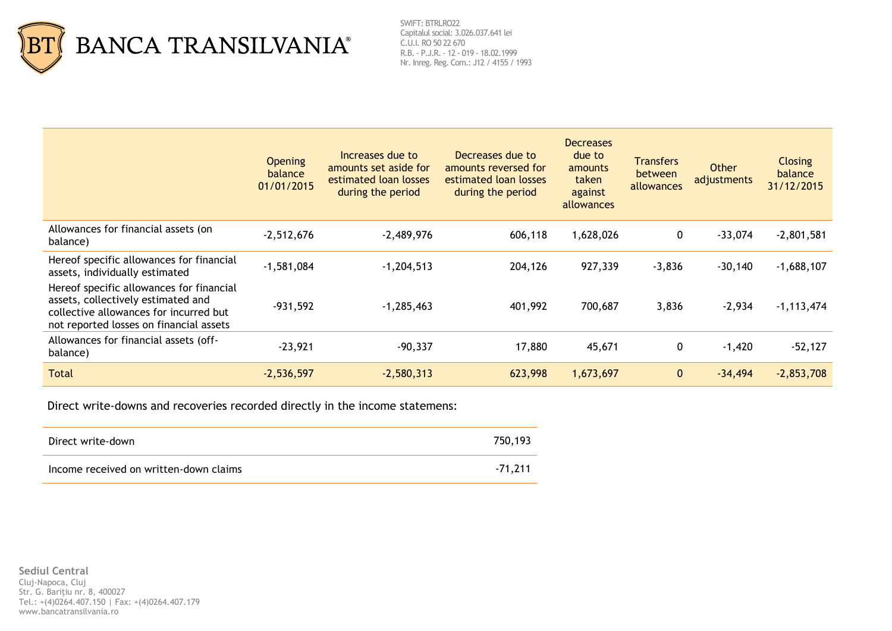| | Opening balance 01/01/2015 | Increases due to amounts set aside for estimated loan losses during the period | Decreases due to amounts reversed for estimated loan losses during the period | Decreases due to amounts taken against allowances | Transfers between allowances | Other adjustments | Closing balance 31/12/2015 |
|---|---|---|---|---|---|---|---|
| Allowances for financial assets (on balance) | -2,512,676 | -2,489,976 | 606,118 | 1,628,026 | 0 | -33,074 | -2,801,581 |
| Hereof specific allowances for financial assets, individually estimated | -1,581,084 | -1,204,513 | 204,126 | 927,339 | -3,836 | -30,140 | -1,688,107 |
| Hereof specific allowances for financial assets, collectively estimated and collective allowances for incurred but not reported losses on financial assets | -931,592 | -1,285,463 | 401,992 | 700,687 | 3,836 | -2,934 | -1,113,474 |
| Allowances for financial assets (off-balance) | -23,921 | -90,337 | 17,880 | 45,671 | 0 | -1,420 | -52,127 |
| Total | -2,536,597 | -2,580,313 | 623,998 | 1,673,697 | 0 | -34,494 | -2,853,708 |

Direct write-downs and recoveries recorded directly in the income statemens:

| | |
|---|---|
| Direct write-down | 750,193 |
| Income received on written-down claims | -71,211 |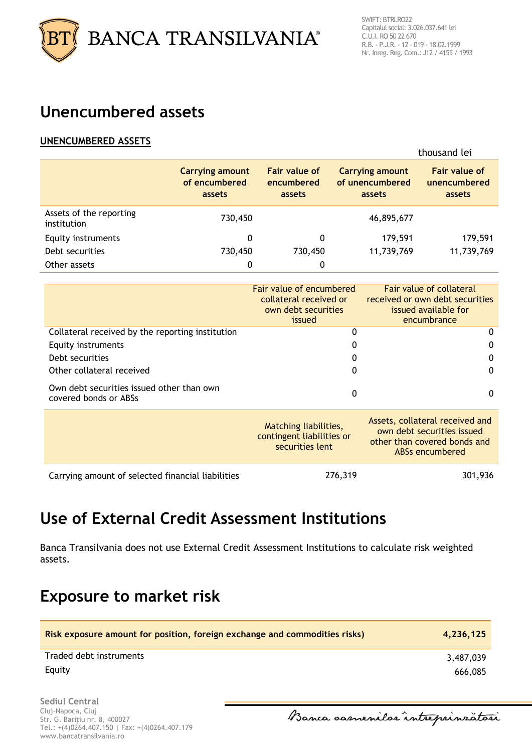# Unencumbered assets

**UNENCUMBERED ASSETS**

thousand lei

| | Carrying amount of encumbered assets | Fair value of encumbered assets | Carrying amount of unencumbered assets | Fair value of unencumbered assets |
|---|---|---|---|---|
| Assets of the reporting institution | 730,450 | | 46,895,677 | |
| Equity instruments | 0 | 0 | 179,591 | 179,591 |
| Debt securities | 730,450 | 730,450 | 11,739,769 | 11,739,769 |
| Other assets | 0 | 0 | | |

| | Fair value of encumbered collateral received or own debt securities issued | Fair value of collateral received or own debt securities issued available for encumbrance |
|---|---|---|
| Collateral received by the reporting institution | 0 | 0 |
| Equity instruments | 0 | 0 |
| Debt securities | 0 | 0 |
| Other collateral received | 0 | 0 |
| Own debt securities issued other than own covered bonds or ABSs | 0 | 0 |

| | Matching liabilities, contingent liabilities or securities lent | Assets, collateral received and own debt securities issued other than covered bonds and ABSs encumbered |
|---|---|---|
| Carrying amount of selected financial liabilities | 276,319 | 301,936 |

# Use of External Credit Assessment Institutions

Banca Transilvania does not use External Credit Assessment Institutions to calculate risk weighted assets.

# Exposure to market risk

| Risk exposure amount for position, foreign exchange and commodities risks) | 4,236,125 |
|---|---|
| Traded debt instruments | 3,487,039 |
| Equity | 666,085 |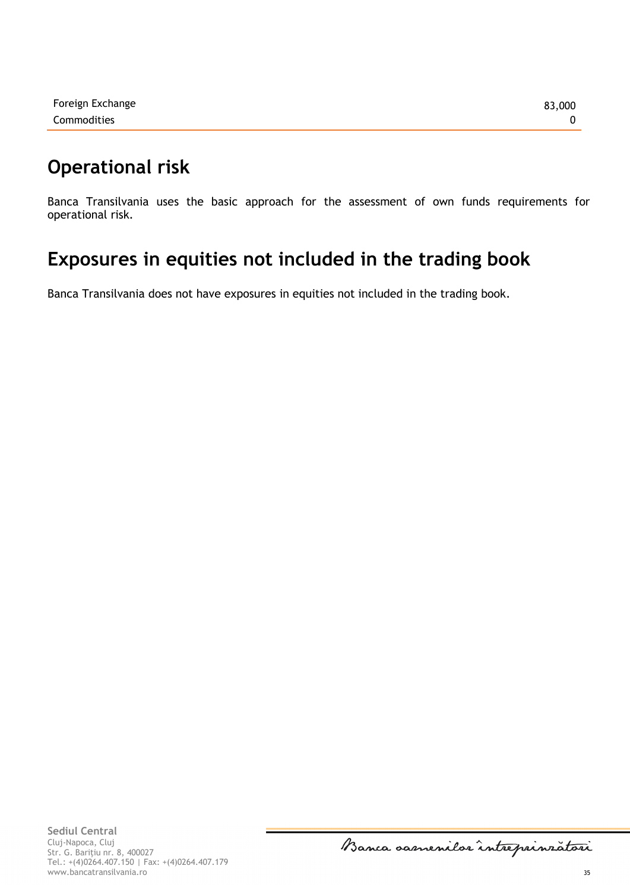| | |
|---|---|
| Foreign Exchange | 83,000 |
| Commodities | 0 |

## Operational risk

Banca Transilvania uses the basic approach for the assessment of own funds requirements for operational risk.

## Exposures in equities not included in the trading book

Banca Transilvania does not have exposures in equities not included in the trading book.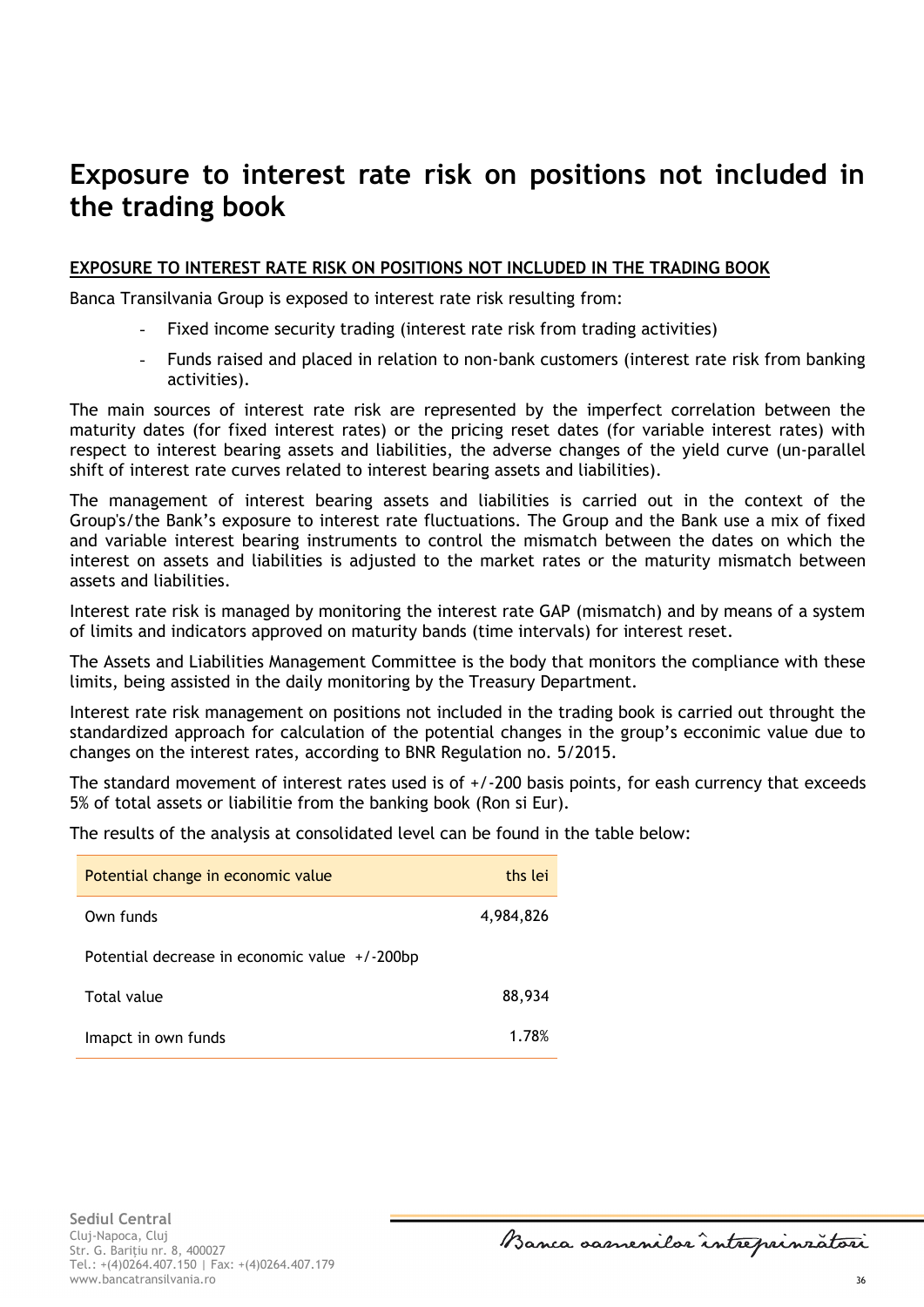# Exposure to interest rate risk on positions not included in the trading book

**<u>EXPOSURE TO INTEREST RATE RISK ON POSITIONS NOT INCLUDED IN THE TRADING BOOK</u>**

Banca Transilvania Group is exposed to interest rate risk resulting from:

- Fixed income security trading (interest rate risk from trading activities)
- Funds raised and placed in relation to non-bank customers (interest rate risk from banking activities).

The main sources of interest rate risk are represented by the imperfect correlation between the maturity dates (for fixed interest rates) or the pricing reset dates (for variable interest rates) with respect to interest bearing assets and liabilities, the adverse changes of the yield curve (un-parallel shift of interest rate curves related to interest bearing assets and liabilities).

The management of interest bearing assets and liabilities is carried out in the context of the Group's/the Bank's exposure to interest rate fluctuations. The Group and the Bank use a mix of fixed and variable interest bearing instruments to control the mismatch between the dates on which the interest on assets and liabilities is adjusted to the market rates or the maturity mismatch between assets and liabilities.

Interest rate risk is managed by monitoring the interest rate GAP (mismatch) and by means of a system of limits and indicators approved on maturity bands (time intervals) for interest reset.

The Assets and Liabilities Management Committee is the body that monitors the compliance with these limits, being assisted in the daily monitoring by the Treasury Department.

Interest rate risk management on positions not included in the trading book is carried out throught the standardized approach for calculation of the potential changes in the group's ecconimic value due to changes on the interest rates, according to BNR Regulation no. 5/2015.

The standard movement of interest rates used is of +/-200 basis points, for eash currency that exceeds 5% of total assets or liabilitie from the banking book (Ron si Eur).

The results of the analysis at consolidated level can be found in the table below:

| Potential change in economic value | ths lei |
|---|---|
| Own funds | 4,984,826 |
| Potential decrease in economic value +/-200bp | |
| Total value | 88,934 |
| Imapct in own funds | 1.78% |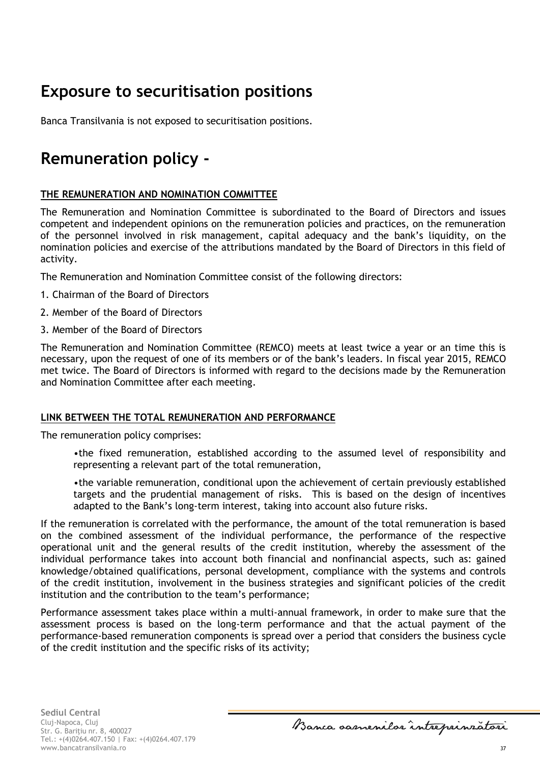# Exposure to securitisation positions

Banca Transilvania is not exposed to securitisation positions.

# Remuneration policy -

**THE REMUNERATION AND NOMINATION COMMITTEE**

The Remuneration and Nomination Committee is subordinated to the Board of Directors and issues competent and independent opinions on the remuneration policies and practices, on the remuneration of the personnel involved in risk management, capital adequacy and the bank's liquidity, on the nomination policies and exercise of the attributions mandated by the Board of Directors in this field of activity.

The Remuneration and Nomination Committee consist of the following directors:

1. Chairman of the Board of Directors
2. Member of the Board of Directors
3. Member of the Board of Directors

The Remuneration and Nomination Committee (REMCO) meets at least twice a year or an time this is necessary, upon the request of one of its members or of the bank's leaders. In fiscal year 2015, REMCO met twice. The Board of Directors is informed with regard to the decisions made by the Remuneration and Nomination Committee after each meeting.

**LINK BETWEEN THE TOTAL REMUNERATION AND PERFORMANCE**

The remuneration policy comprises:

- the fixed remuneration, established according to the assumed level of responsibility and representing a relevant part of the total remuneration,
- the variable remuneration, conditional upon the achievement of certain previously established targets and the prudential management of risks. This is based on the design of incentives adapted to the Bank's long-term interest, taking into account also future risks.

If the remuneration is correlated with the performance, the amount of the total remuneration is based on the combined assessment of the individual performance, the performance of the respective operational unit and the general results of the credit institution, whereby the assessment of the individual performance takes into account both financial and nonfinancial aspects, such as: gained knowledge/obtained qualifications, personal development, compliance with the systems and controls of the credit institution, involvement in the business strategies and significant policies of the credit institution and the contribution to the team's performance;

Performance assessment takes place within a multi-annual framework, in order to make sure that the assessment process is based on the long-term performance and that the actual payment of the performance-based remuneration components is spread over a period that considers the business cycle of the credit institution and the specific risks of its activity;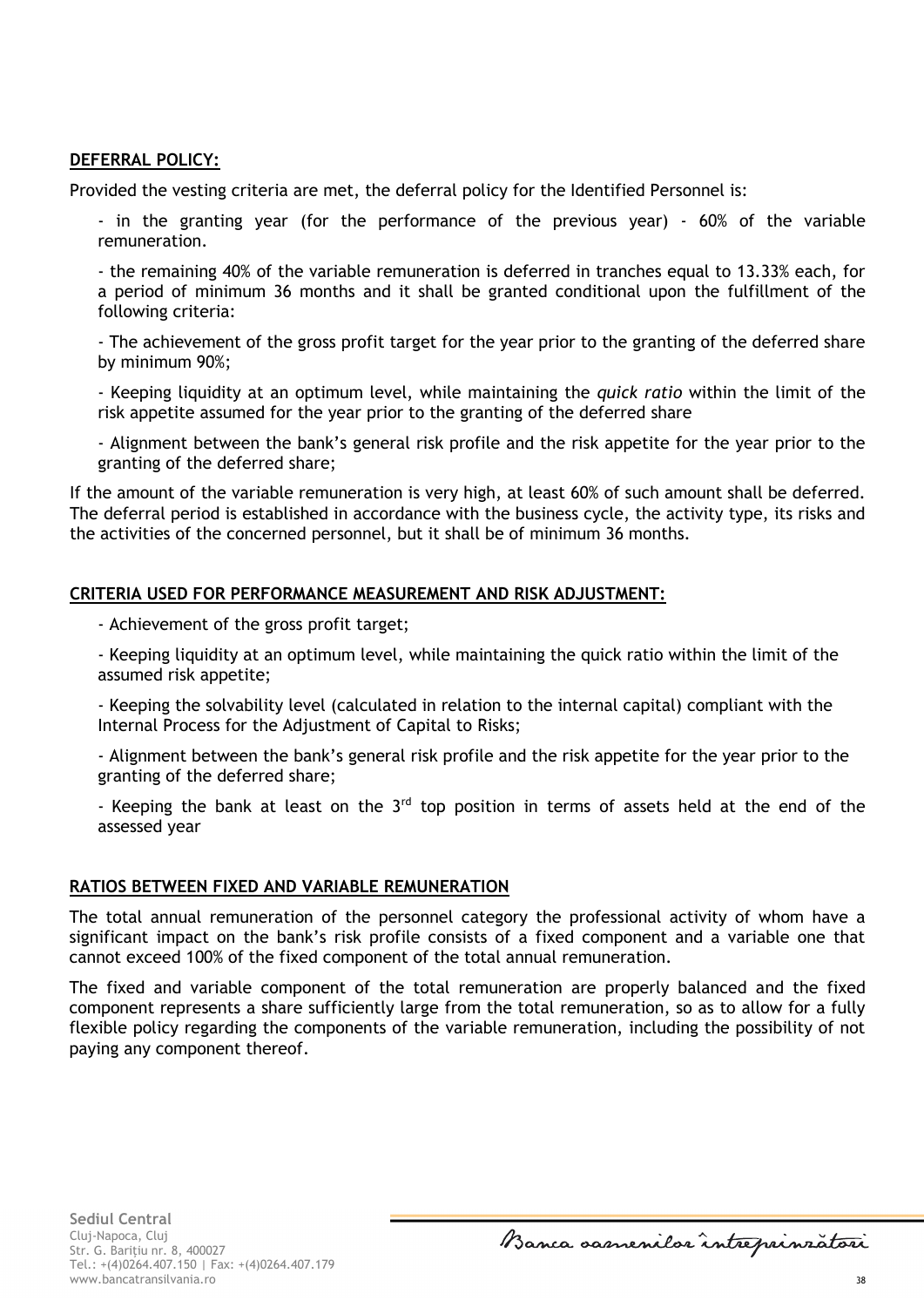**DEFERRAL POLICY:**

Provided the vesting criteria are met, the deferral policy for the Identified Personnel is:

- in the granting year (for the performance of the previous year) - 60% of the variable remuneration.

- the remaining 40% of the variable remuneration is deferred in tranches equal to 13.33% each, for a period of minimum 36 months and it shall be granted conditional upon the fulfillment of the following criteria:

- The achievement of the gross profit target for the year prior to the granting of the deferred share by minimum 90%;

- Keeping liquidity at an optimum level, while maintaining the *quick ratio* within the limit of the risk appetite assumed for the year prior to the granting of the deferred share

- Alignment between the bank's general risk profile and the risk appetite for the year prior to the granting of the deferred share;

If the amount of the variable remuneration is very high, at least 60% of such amount shall be deferred. The deferral period is established in accordance with the business cycle, the activity type, its risks and the activities of the concerned personnel, but it shall be of minimum 36 months.

**CRITERIA USED FOR PERFORMANCE MEASUREMENT AND RISK ADJUSTMENT:**

- Achievement of the gross profit target;

- Keeping liquidity at an optimum level, while maintaining the quick ratio within the limit of the assumed risk appetite;

- Keeping the solvability level (calculated in relation to the internal capital) compliant with the Internal Process for the Adjustment of Capital to Risks;

- Alignment between the bank's general risk profile and the risk appetite for the year prior to the granting of the deferred share;

- Keeping the bank at least on the 3rd top position in terms of assets held at the end of the assessed year

**RATIOS BETWEEN FIXED AND VARIABLE REMUNERATION**

The total annual remuneration of the personnel category the professional activity of whom have a significant impact on the bank's risk profile consists of a fixed component and a variable one that cannot exceed 100% of the fixed component of the total annual remuneration.

The fixed and variable component of the total remuneration are properly balanced and the fixed component represents a share sufficiently large from the total remuneration, so as to allow for a fully flexible policy regarding the components of the variable remuneration, including the possibility of not paying any component thereof.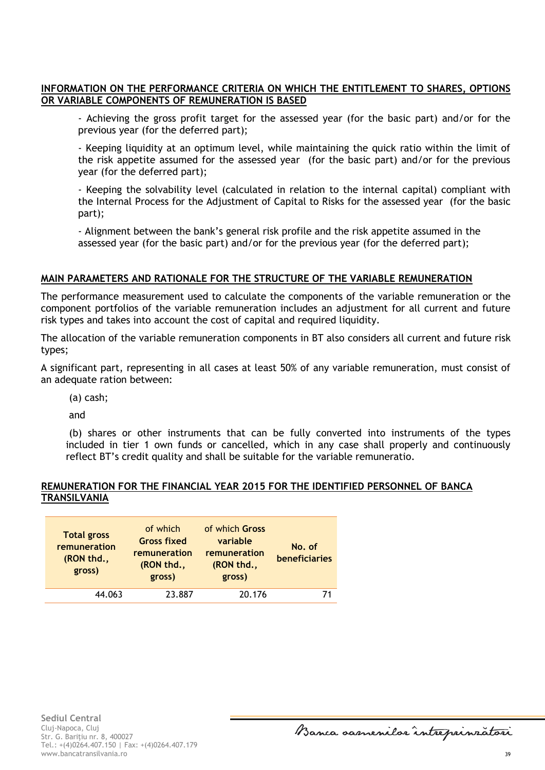## INFORMATION ON THE PERFORMANCE CRITERIA ON WHICH THE ENTITLEMENT TO SHARES, OPTIONS OR VARIABLE COMPONENTS OF REMUNERATION IS BASED

- Achieving the gross profit target for the assessed year (for the basic part) and/or for the previous year (for the deferred part);

- Keeping liquidity at an optimum level, while maintaining the quick ratio within the limit of the risk appetite assumed for the assessed year (for the basic part) and/or for the previous year (for the deferred part);

- Keeping the solvability level (calculated in relation to the internal capital) compliant with the Internal Process for the Adjustment of Capital to Risks for the assessed year (for the basic part);

- Alignment between the bank's general risk profile and the risk appetite assumed in the assessed year (for the basic part) and/or for the previous year (for the deferred part);

## MAIN PARAMETERS AND RATIONALE FOR THE STRUCTURE OF THE VARIABLE REMUNERATION

The performance measurement used to calculate the components of the variable remuneration or the component portfolios of the variable remuneration includes an adjustment for all current and future risk types and takes into account the cost of capital and required liquidity.

The allocation of the variable remuneration components in BT also considers all current and future risk types;

A significant part, representing in all cases at least 50% of any variable remuneration, must consist of an adequate ration between:

(a) cash;

and

(b) shares or other instruments that can be fully converted into instruments of the types included in tier 1 own funds or cancelled, which in any case shall properly and continuously reflect BT's credit quality and shall be suitable for the variable remuneratio.

## REMUNERATION FOR THE FINANCIAL YEAR 2015 FOR THE IDENTIFIED PERSONNEL OF BANCA TRANSILVANIA

| Total gross remuneration (RON thd., gross) | of which Gross fixed remuneration (RON thd., gross) | of which Gross variable remuneration (RON thd., gross) | No. of beneficiaries |
|---|---|---|---|
| 44.063 | 23.887 | 20.176 | 71 |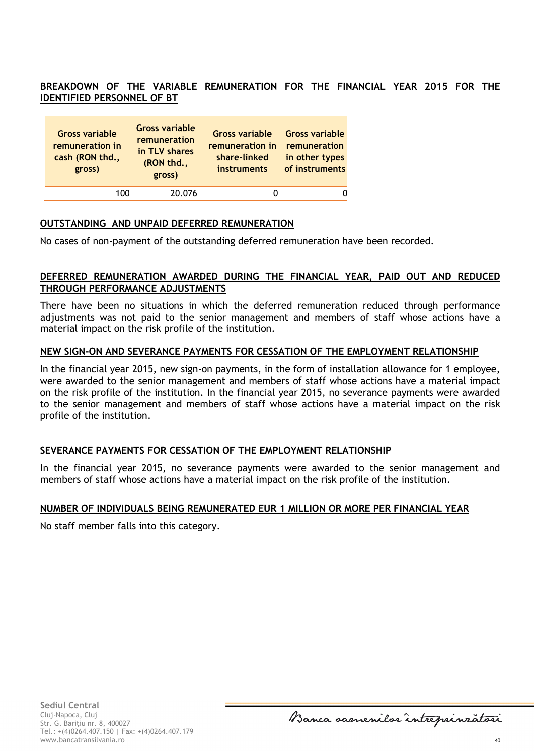## BREAKDOWN OF THE VARIABLE REMUNERATION FOR THE FINANCIAL YEAR 2015 FOR THE IDENTIFIED PERSONNEL OF BT

| Gross variable remuneration in cash (RON thd., gross) | Gross variable remuneration in TLV shares (RON thd., gross) | Gross variable remuneration in share-linked instruments | Gross variable remuneration in other types of instruments |
|---|---|---|---|
| 100 | 20.076 | 0 | 0 |

## OUTSTANDING AND UNPAID DEFERRED REMUNERATION

No cases of non-payment of the outstanding deferred remuneration have been recorded.

## DEFERRED REMUNERATION AWARDED DURING THE FINANCIAL YEAR, PAID OUT AND REDUCED THROUGH PERFORMANCE ADJUSTMENTS

There have been no situations in which the deferred remuneration reduced through performance adjustments was not paid to the senior management and members of staff whose actions have a material impact on the risk profile of the institution.

## NEW SIGN-ON AND SEVERANCE PAYMENTS FOR CESSATION OF THE EMPLOYMENT RELATIONSHIP

In the financial year 2015, new sign-on payments, in the form of installation allowance for 1 employee, were awarded to the senior management and members of staff whose actions have a material impact on the risk profile of the institution. In the financial year 2015, no severance payments were awarded to the senior management and members of staff whose actions have a material impact on the risk profile of the institution.

## SEVERANCE PAYMENTS FOR CESSATION OF THE EMPLOYMENT RELATIONSHIP

In the financial year 2015, no severance payments were awarded to the senior management and members of staff whose actions have a material impact on the risk profile of the institution.

## NUMBER OF INDIVIDUALS BEING REMUNERATED EUR 1 MILLION OR MORE PER FINANCIAL YEAR

No staff member falls into this category.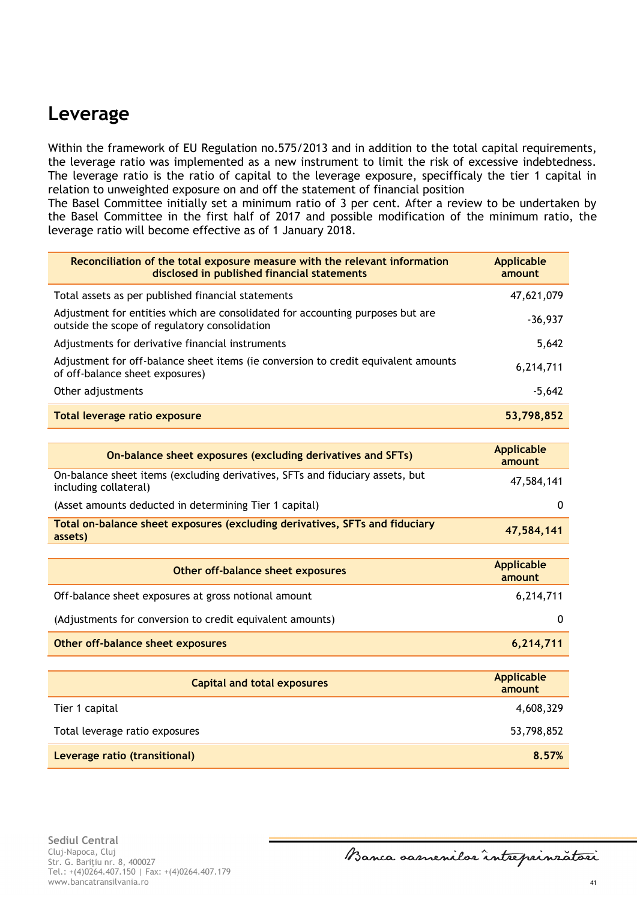# Leverage

Within the framework of EU Regulation no.575/2013 and in addition to the total capital requirements, the leverage ratio was implemented as a new instrument to limit the risk of excessive indebtedness. The leverage ratio is the ratio of capital to the leverage exposure, specifficaly the tier 1 capital in relation to unweighted exposure on and off the statement of financial position

The Basel Committee initially set a minimum ratio of 3 per cent. After a review to be undertaken by the Basel Committee in the first half of 2017 and possible modification of the minimum ratio, the leverage ratio will become effective as of 1 January 2018.

| Reconciliation of the total exposure measure with the relevant information disclosed in published financial statements | Applicable amount |
|---|---|
| Total assets as per published financial statements | 47,621,079 |
| Adjustment for entities which are consolidated for accounting purposes but are outside the scope of regulatory consolidation | -36,937 |
| Adjustments for derivative financial instruments | 5,642 |
| Adjustment for off-balance sheet items (ie conversion to credit equivalent amounts of off-balance sheet exposures) | 6,214,711 |
| Other adjustments | -5,642 |
| **Total leverage ratio exposure** | **53,798,852** |

| On-balance sheet exposures (excluding derivatives and SFTs) | Applicable amount |
|---|---|
| On-balance sheet items (excluding derivatives, SFTs and fiduciary assets, but including collateral) | 47,584,141 |
| (Asset amounts deducted in determining Tier 1 capital) | 0 |
| **Total on-balance sheet exposures (excluding derivatives, SFTs and fiduciary assets)** | **47,584,141** |

| Other off-balance sheet exposures | Applicable amount |
|---|---|
| Off-balance sheet exposures at gross notional amount | 6,214,711 |
| (Adjustments for conversion to credit equivalent amounts) | 0 |
| **Other off-balance sheet exposures** | **6,214,711** |

| Capital and total exposures | Applicable amount |
|---|---|
| Tier 1 capital | 4,608,329 |
| Total leverage ratio exposures | 53,798,852 |
| **Leverage ratio (transitional)** | **8.57%** |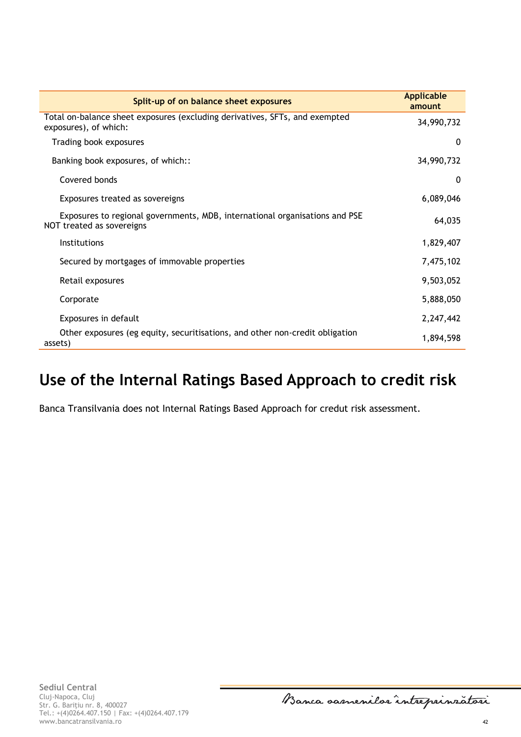| Split-up of on balance sheet exposures | Applicable amount |
|---|---|
| Total on-balance sheet exposures (excluding derivatives, SFTs, and exempted exposures), of which: | 34,990,732 |
| Trading book exposures | 0 |
| Banking book exposures, of which:: | 34,990,732 |
| Covered bonds | 0 |
| Exposures treated as sovereigns | 6,089,046 |
| Exposures to regional governments, MDB, international organisations and PSE NOT treated as sovereigns | 64,035 |
| Institutions | 1,829,407 |
| Secured by mortgages of immovable properties | 7,475,102 |
| Retail exposures | 9,503,052 |
| Corporate | 5,888,050 |
| Exposures in default | 2,247,442 |
| Other exposures (eg equity, securitisations, and other non-credit obligation assets) | 1,894,598 |

# Use of the Internal Ratings Based Approach to credit risk

Banca Transilvania does not Internal Ratings Based Approach for credut risk assessment.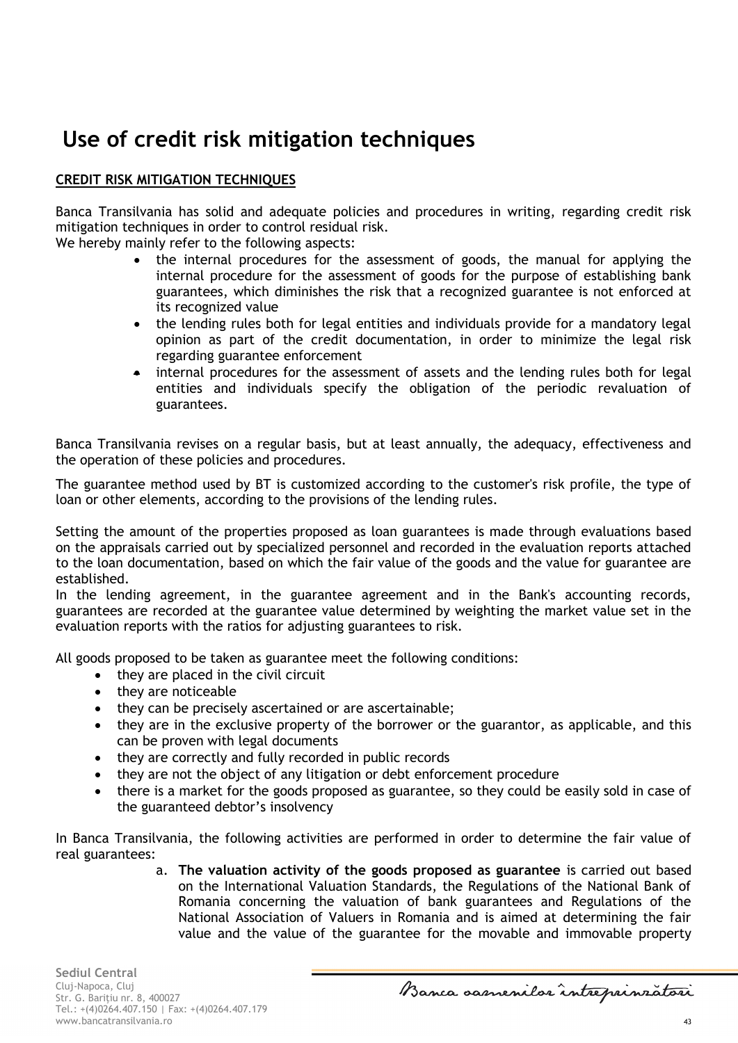# Use of credit risk mitigation techniques

**CREDIT RISK MITIGATION TECHNIQUES**

Banca Transilvania has solid and adequate policies and procedures in writing, regarding credit risk mitigation techniques in order to control residual risk.
We hereby mainly refer to the following aspects:

- the internal procedures for the assessment of goods, the manual for applying the internal procedure for the assessment of goods for the purpose of establishing bank guarantees, which diminishes the risk that a recognized guarantee is not enforced at its recognized value
- the lending rules both for legal entities and individuals provide for a mandatory legal opinion as part of the credit documentation, in order to minimize the legal risk regarding guarantee enforcement
- internal procedures for the assessment of assets and the lending rules both for legal entities and individuals specify the obligation of the periodic revaluation of guarantees.

Banca Transilvania revises on a regular basis, but at least annually, the adequacy, effectiveness and the operation of these policies and procedures.

The guarantee method used by BT is customized according to the customer's risk profile, the type of loan or other elements, according to the provisions of the lending rules.

Setting the amount of the properties proposed as loan guarantees is made through evaluations based on the appraisals carried out by specialized personnel and recorded in the evaluation reports attached to the loan documentation, based on which the fair value of the goods and the value for guarantee are established.
In the lending agreement, in the guarantee agreement and in the Bank's accounting records, guarantees are recorded at the guarantee value determined by weighting the market value set in the evaluation reports with the ratios for adjusting guarantees to risk.

All goods proposed to be taken as guarantee meet the following conditions:

- they are placed in the civil circuit
- they are noticeable
- they can be precisely ascertained or are ascertainable;
- they are in the exclusive property of the borrower or the guarantor, as applicable, and this can be proven with legal documents
- they are correctly and fully recorded in public records
- they are not the object of any litigation or debt enforcement procedure
- there is a market for the goods proposed as guarantee, so they could be easily sold in case of the guaranteed debtor's insolvency

In Banca Transilvania, the following activities are performed in order to determine the fair value of real guarantees:

a. **The valuation activity of the goods proposed as guarantee** is carried out based on the International Valuation Standards, the Regulations of the National Bank of Romania concerning the valuation of bank guarantees and Regulations of the National Association of Valuers in Romania and is aimed at determining the fair value and the value of the guarantee for the movable and immovable property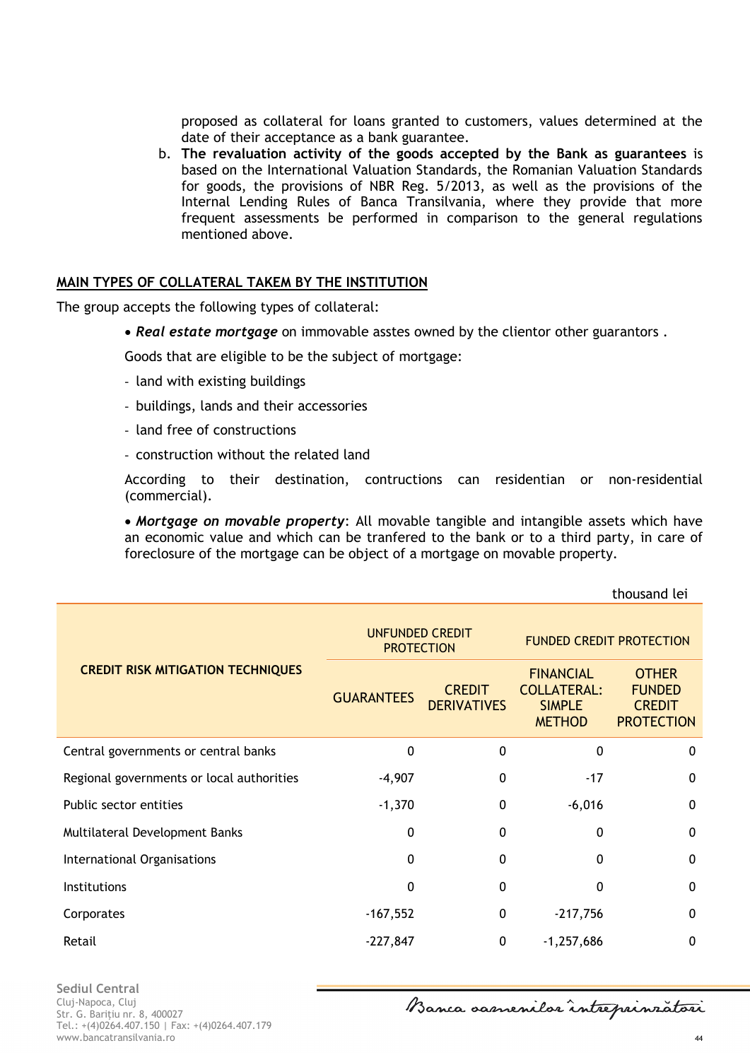proposed as collateral for loans granted to customers, values determined at the date of their acceptance as a bank guarantee.

b. **The revaluation activity of the goods accepted by the Bank as guarantees** is based on the International Valuation Standards, the Romanian Valuation Standards for goods, the provisions of NBR Reg. 5/2013, as well as the provisions of the Internal Lending Rules of Banca Transilvania, where they provide that more frequent assessments be performed in comparison to the general regulations mentioned above.

## MAIN TYPES OF COLLATERAL TAKEM BY THE INSTITUTION

The group accepts the following types of collateral:

- ***Real estate mortgage*** on immovable asstes owned by the clientor other guarantors .

Goods that are eligible to be the subject of mortgage:

- land with existing buildings
- buildings, lands and their accessories
- land free of constructions
- construction without the related land

According to their destination, contructions can residentian or non-residential (commercial).

- ***Mortgage on movable property***: All movable tangible and intangible assets which have an economic value and which can be tranfered to the bank or to a third party, in care of foreclosure of the mortgage can be object of a mortgage on movable property.

thousand lei

| CREDIT RISK MITIGATION TECHNIQUES | UNFUNDED CREDIT PROTECTION | | FUNDED CREDIT PROTECTION | |
|---|---|---|---|---|
| | GUARANTEES | CREDIT DERIVATIVES | FINANCIAL COLLATERAL: SIMPLE METHOD | OTHER FUNDED CREDIT PROTECTION |
| Central governments or central banks | 0 | 0 | 0 | 0 |
| Regional governments or local authorities | -4,907 | 0 | -17 | 0 |
| Public sector entities | -1,370 | 0 | -6,016 | 0 |
| Multilateral Development Banks | 0 | 0 | 0 | 0 |
| International Organisations | 0 | 0 | 0 | 0 |
| Institutions | 0 | 0 | 0 | 0 |
| Corporates | -167,552 | 0 | -217,756 | 0 |
| Retail | -227,847 | 0 | -1,257,686 | 0 |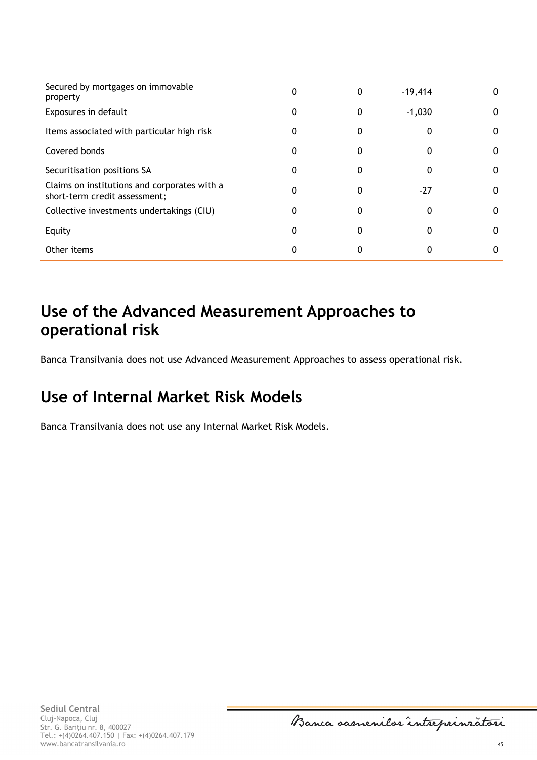| | | | | |
|---|---|---|---|---|
| Secured by mortgages on immovable property | 0 | 0 | -19,414 | 0 |
| Exposures in default | 0 | 0 | -1,030 | 0 |
| Items associated with particular high risk | 0 | 0 | 0 | 0 |
| Covered bonds | 0 | 0 | 0 | 0 |
| Securitisation positions SA | 0 | 0 | 0 | 0 |
| Claims on institutions and corporates with a short-term credit assessment; | 0 | 0 | -27 | 0 |
| Collective investments undertakings (CIU) | 0 | 0 | 0 | 0 |
| Equity | 0 | 0 | 0 | 0 |
| Other items | 0 | 0 | 0 | 0 |

# Use of the Advanced Measurement Approaches to operational risk

Banca Transilvania does not use Advanced Measurement Approaches to assess operational risk.

# Use of Internal Market Risk Models

Banca Transilvania does not use any Internal Market Risk Models.